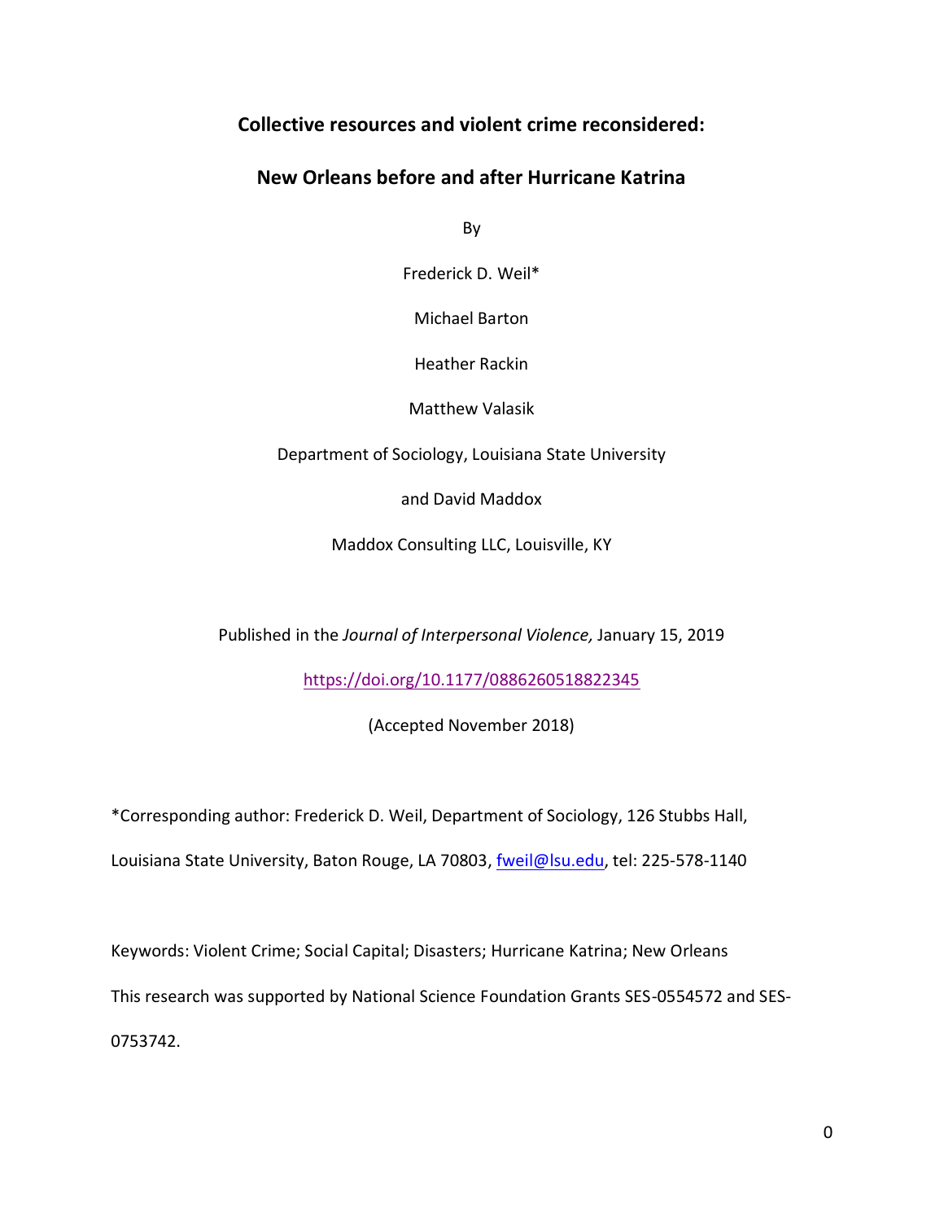# Collective resources and violent crime reconsidered:

# New Orleans before and after Hurricane Katrina

By

Frederick D. Weil*

Michael Barton

Heather Rackin

Matthew Valasik

Department of Sociology, Louisiana State University

and David Maddox

Maddox Consulting LLC, Louisville, KY

Published in the *Journal of Interpersonal Violence,* January 15, 2019

https://doi.org/10.1177/0886260518822345

(Accepted November 2018)

*Corresponding author: Frederick D. Weil, Department of Sociology, 126 Stubbs Hall, Louisiana State University, Baton Rouge, LA 70803, fweil@lsu.edu, tel: 225-578-1140

Keywords: Violent Crime; Social Capital; Disasters; Hurricane Katrina; New Orleans

This research was supported by National Science Foundation Grants SES-0554572 and SES-0753742.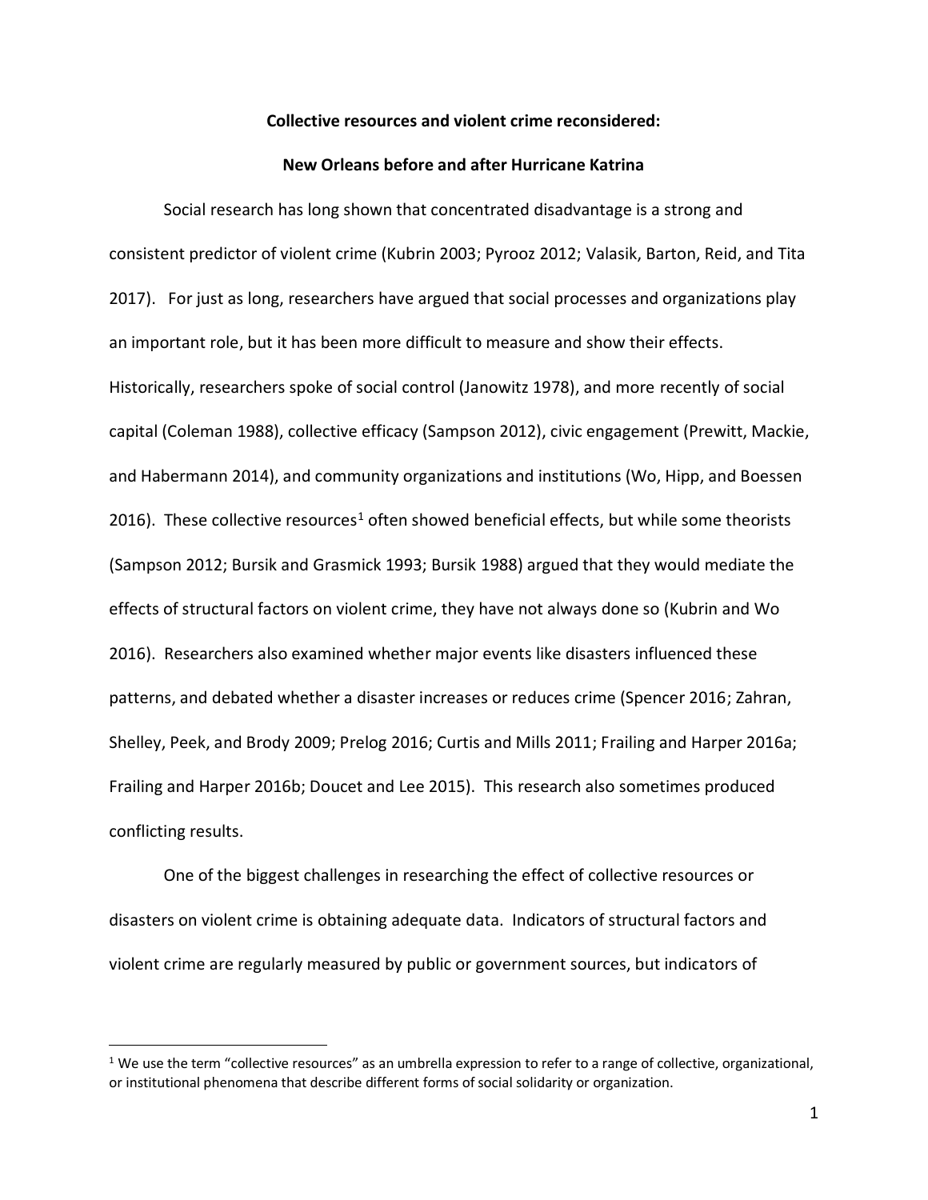**Collective resources and violent crime reconsidered:**

**New Orleans before and after Hurricane Katrina**

Social research has long shown that concentrated disadvantage is a strong and consistent predictor of violent crime (Kubrin 2003; Pyrooz 2012; Valasik, Barton, Reid, and Tita 2017). For just as long, researchers have argued that social processes and organizations play an important role, but it has been more difficult to measure and show their effects. Historically, researchers spoke of social control (Janowitz 1978), and more recently of social capital (Coleman 1988), collective efficacy (Sampson 2012), civic engagement (Prewitt, Mackie, and Habermann 2014), and community organizations and institutions (Wo, Hipp, and Boessen 2016). These collective resources[1] often showed beneficial effects, but while some theorists (Sampson 2012; Bursik and Grasmick 1993; Bursik 1988) argued that they would mediate the effects of structural factors on violent crime, they have not always done so (Kubrin and Wo 2016). Researchers also examined whether major events like disasters influenced these patterns, and debated whether a disaster increases or reduces crime (Spencer 2016; Zahran, Shelley, Peek, and Brody 2009; Prelog 2016; Curtis and Mills 2011; Frailing and Harper 2016a; Frailing and Harper 2016b; Doucet and Lee 2015). This research also sometimes produced conflicting results.

One of the biggest challenges in researching the effect of collective resources or disasters on violent crime is obtaining adequate data. Indicators of structural factors and violent crime are regularly measured by public or government sources, but indicators of

[1] We use the term "collective resources" as an umbrella expression to refer to a range of collective, organizational, or institutional phenomena that describe different forms of social solidarity or organization.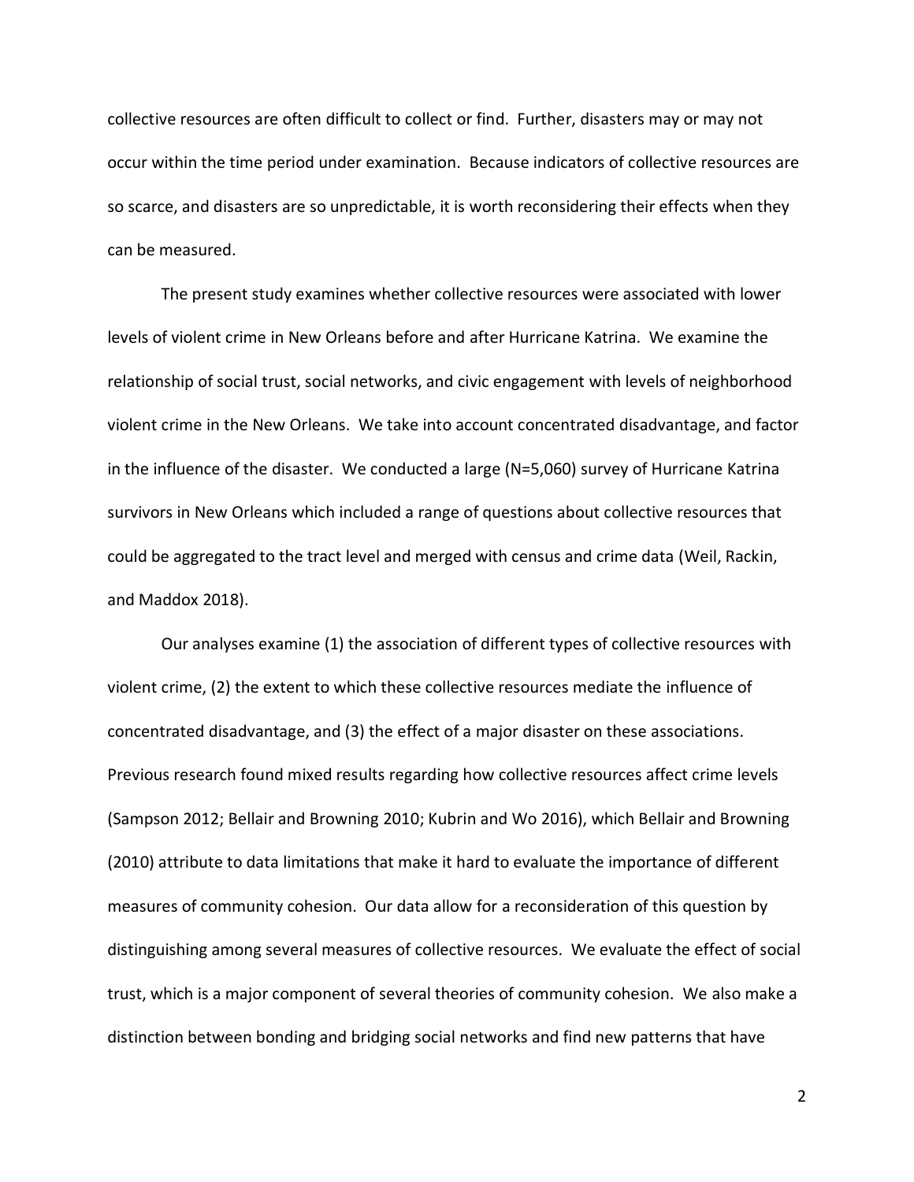collective resources are often difficult to collect or find. Further, disasters may or may not occur within the time period under examination. Because indicators of collective resources are so scarce, and disasters are so unpredictable, it is worth reconsidering their effects when they can be measured.

The present study examines whether collective resources were associated with lower levels of violent crime in New Orleans before and after Hurricane Katrina. We examine the relationship of social trust, social networks, and civic engagement with levels of neighborhood violent crime in the New Orleans. We take into account concentrated disadvantage, and factor in the influence of the disaster. We conducted a large (N=5,060) survey of Hurricane Katrina survivors in New Orleans which included a range of questions about collective resources that could be aggregated to the tract level and merged with census and crime data (Weil, Rackin, and Maddox 2018).

Our analyses examine (1) the association of different types of collective resources with violent crime, (2) the extent to which these collective resources mediate the influence of concentrated disadvantage, and (3) the effect of a major disaster on these associations. Previous research found mixed results regarding how collective resources affect crime levels (Sampson 2012; Bellair and Browning 2010; Kubrin and Wo 2016), which Bellair and Browning (2010) attribute to data limitations that make it hard to evaluate the importance of different measures of community cohesion. Our data allow for a reconsideration of this question by distinguishing among several measures of collective resources. We evaluate the effect of social trust, which is a major component of several theories of community cohesion. We also make a distinction between bonding and bridging social networks and find new patterns that have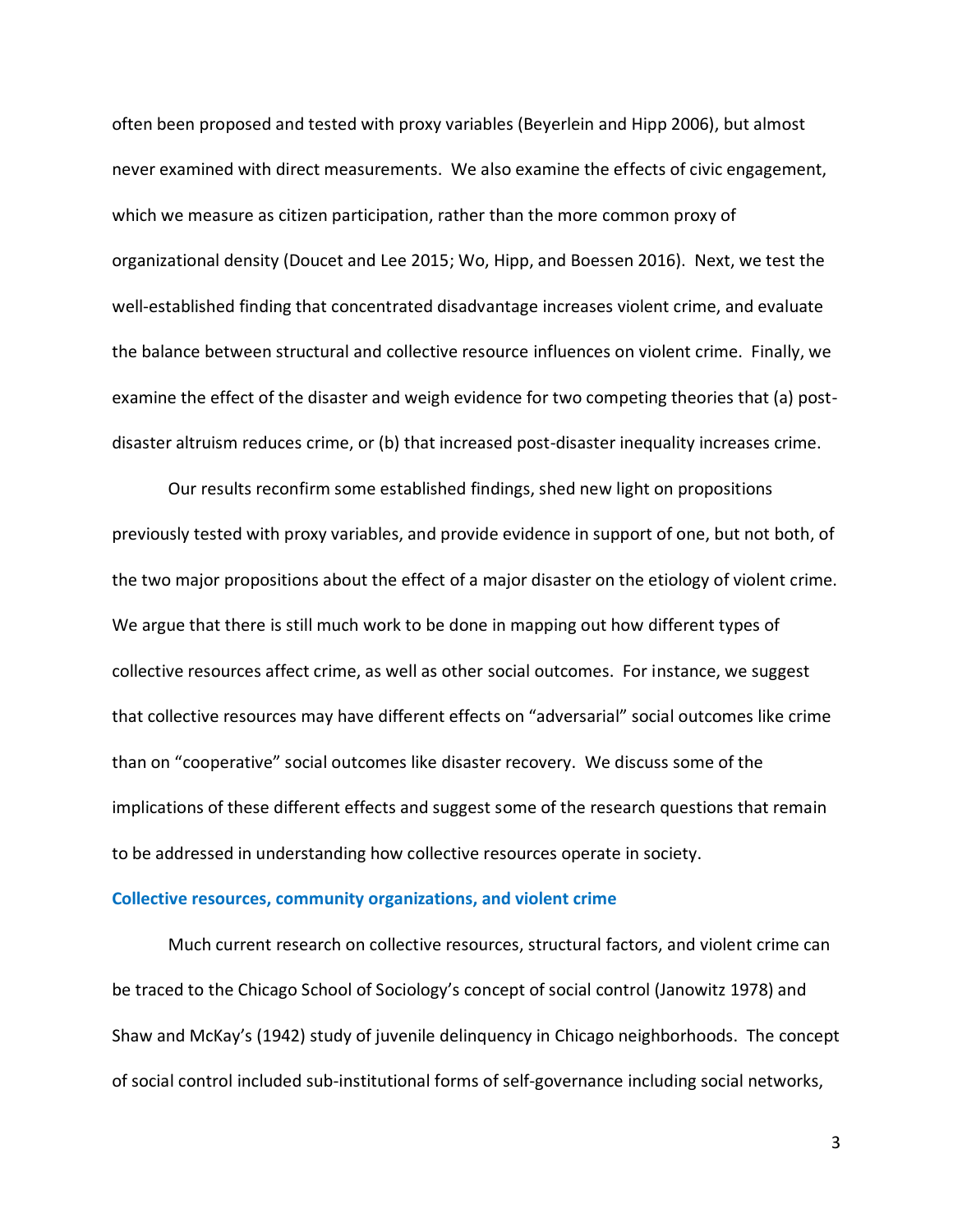often been proposed and tested with proxy variables (Beyerlein and Hipp 2006), but almost never examined with direct measurements. We also examine the effects of civic engagement, which we measure as citizen participation, rather than the more common proxy of organizational density (Doucet and Lee 2015; Wo, Hipp, and Boessen 2016). Next, we test the well-established finding that concentrated disadvantage increases violent crime, and evaluate the balance between structural and collective resource influences on violent crime. Finally, we examine the effect of the disaster and weigh evidence for two competing theories that (a) post-disaster altruism reduces crime, or (b) that increased post-disaster inequality increases crime.

Our results reconfirm some established findings, shed new light on propositions previously tested with proxy variables, and provide evidence in support of one, but not both, of the two major propositions about the effect of a major disaster on the etiology of violent crime. We argue that there is still much work to be done in mapping out how different types of collective resources affect crime, as well as other social outcomes. For instance, we suggest that collective resources may have different effects on "adversarial" social outcomes like crime than on "cooperative" social outcomes like disaster recovery. We discuss some of the implications of these different effects and suggest some of the research questions that remain to be addressed in understanding how collective resources operate in society.

## Collective resources, community organizations, and violent crime

Much current research on collective resources, structural factors, and violent crime can be traced to the Chicago School of Sociology's concept of social control (Janowitz 1978) and Shaw and McKay's (1942) study of juvenile delinquency in Chicago neighborhoods. The concept of social control included sub-institutional forms of self-governance including social networks,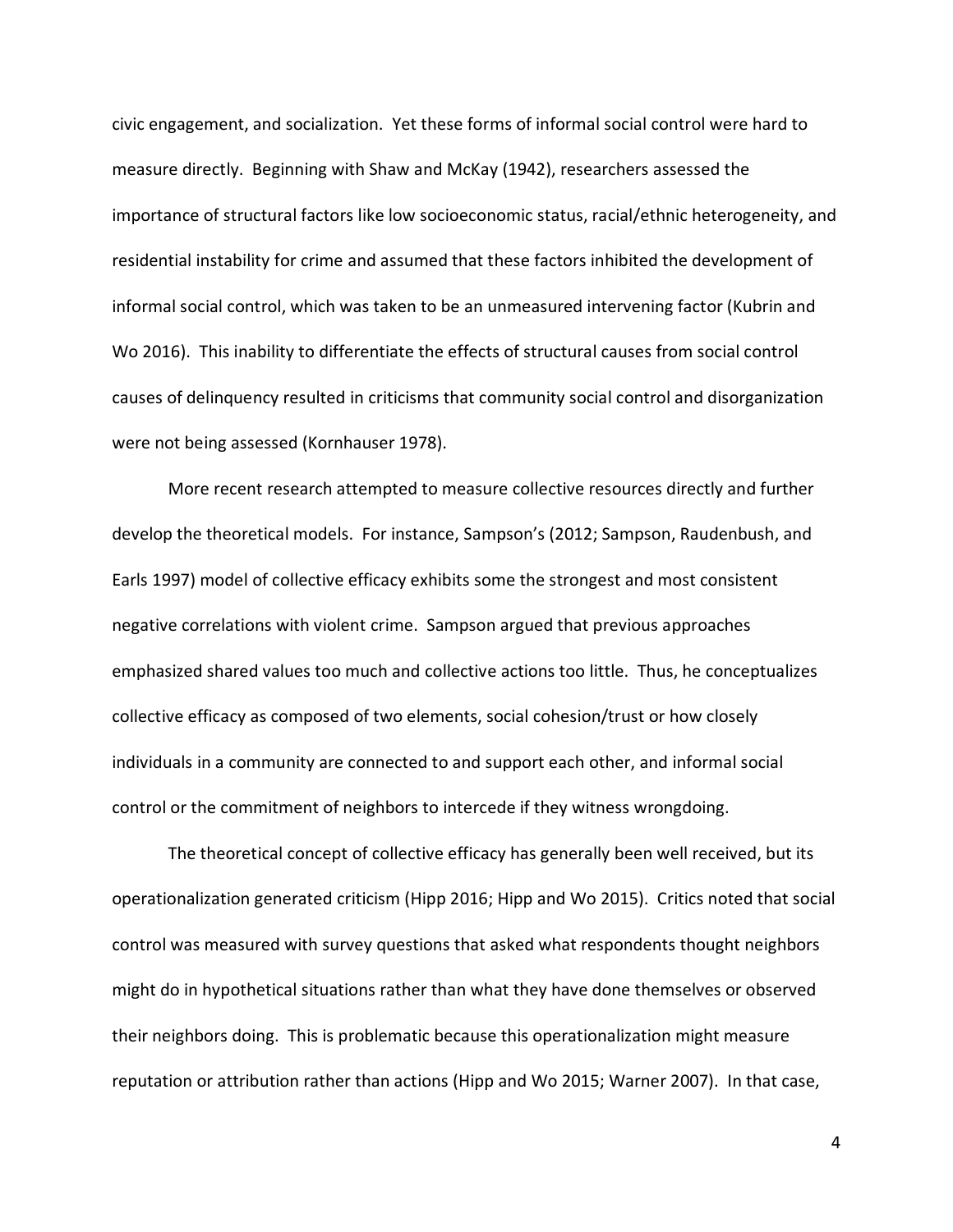civic engagement, and socialization. Yet these forms of informal social control were hard to measure directly. Beginning with Shaw and McKay (1942), researchers assessed the importance of structural factors like low socioeconomic status, racial/ethnic heterogeneity, and residential instability for crime and assumed that these factors inhibited the development of informal social control, which was taken to be an unmeasured intervening factor (Kubrin and Wo 2016). This inability to differentiate the effects of structural causes from social control causes of delinquency resulted in criticisms that community social control and disorganization were not being assessed (Kornhauser 1978).

More recent research attempted to measure collective resources directly and further develop the theoretical models. For instance, Sampson's (2012; Sampson, Raudenbush, and Earls 1997) model of collective efficacy exhibits some the strongest and most consistent negative correlations with violent crime. Sampson argued that previous approaches emphasized shared values too much and collective actions too little. Thus, he conceptualizes collective efficacy as composed of two elements, social cohesion/trust or how closely individuals in a community are connected to and support each other, and informal social control or the commitment of neighbors to intercede if they witness wrongdoing.

The theoretical concept of collective efficacy has generally been well received, but its operationalization generated criticism (Hipp 2016; Hipp and Wo 2015). Critics noted that social control was measured with survey questions that asked what respondents thought neighbors might do in hypothetical situations rather than what they have done themselves or observed their neighbors doing. This is problematic because this operationalization might measure reputation or attribution rather than actions (Hipp and Wo 2015; Warner 2007). In that case,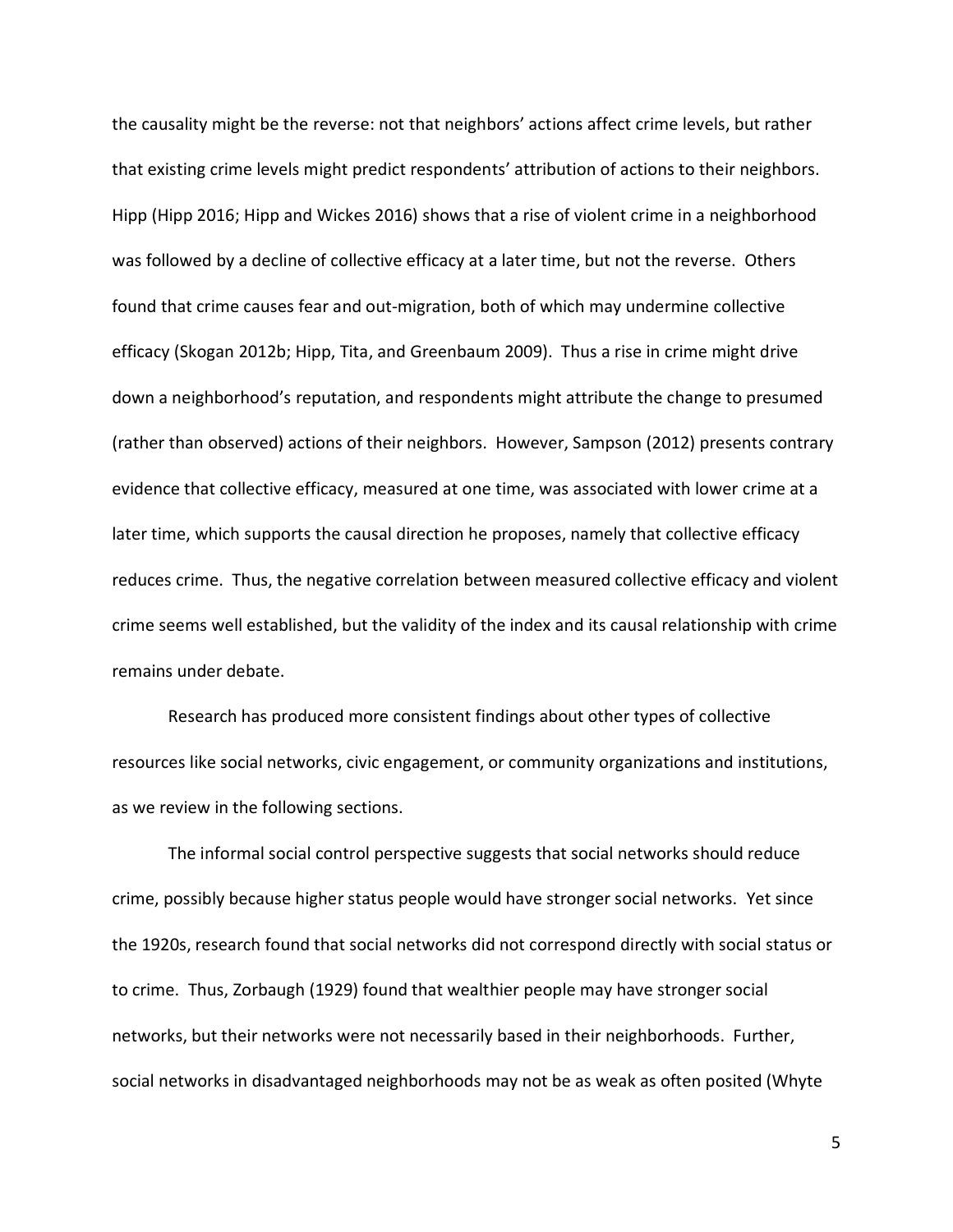the causality might be the reverse: not that neighbors' actions affect crime levels, but rather that existing crime levels might predict respondents' attribution of actions to their neighbors. Hipp (Hipp 2016; Hipp and Wickes 2016) shows that a rise of violent crime in a neighborhood was followed by a decline of collective efficacy at a later time, but not the reverse. Others found that crime causes fear and out-migration, both of which may undermine collective efficacy (Skogan 2012b; Hipp, Tita, and Greenbaum 2009). Thus a rise in crime might drive down a neighborhood's reputation, and respondents might attribute the change to presumed (rather than observed) actions of their neighbors. However, Sampson (2012) presents contrary evidence that collective efficacy, measured at one time, was associated with lower crime at a later time, which supports the causal direction he proposes, namely that collective efficacy reduces crime. Thus, the negative correlation between measured collective efficacy and violent crime seems well established, but the validity of the index and its causal relationship with crime remains under debate.

Research has produced more consistent findings about other types of collective resources like social networks, civic engagement, or community organizations and institutions, as we review in the following sections.

The informal social control perspective suggests that social networks should reduce crime, possibly because higher status people would have stronger social networks. Yet since the 1920s, research found that social networks did not correspond directly with social status or to crime. Thus, Zorbaugh (1929) found that wealthier people may have stronger social networks, but their networks were not necessarily based in their neighborhoods. Further, social networks in disadvantaged neighborhoods may not be as weak as often posited (Whyte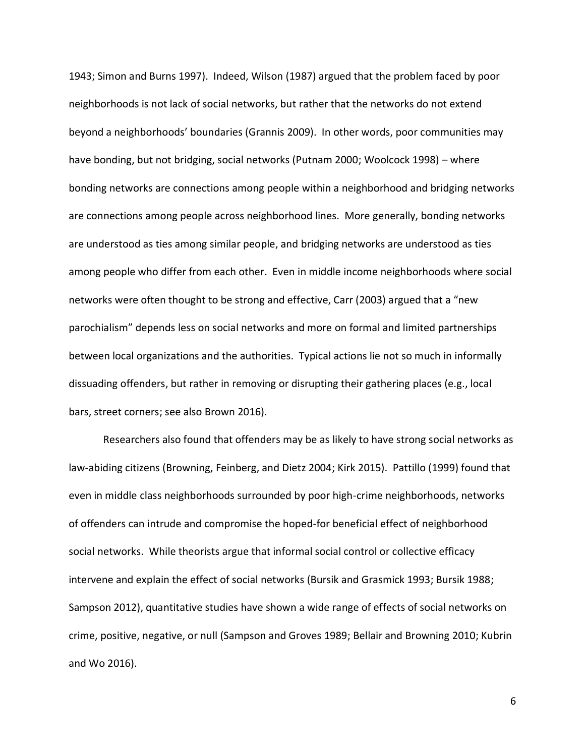1943; Simon and Burns 1997). Indeed, Wilson (1987) argued that the problem faced by poor neighborhoods is not lack of social networks, but rather that the networks do not extend beyond a neighborhoods' boundaries (Grannis 2009). In other words, poor communities may have bonding, but not bridging, social networks (Putnam 2000; Woolcock 1998) – where bonding networks are connections among people within a neighborhood and bridging networks are connections among people across neighborhood lines. More generally, bonding networks are understood as ties among similar people, and bridging networks are understood as ties among people who differ from each other. Even in middle income neighborhoods where social networks were often thought to be strong and effective, Carr (2003) argued that a "new parochialism" depends less on social networks and more on formal and limited partnerships between local organizations and the authorities. Typical actions lie not so much in informally dissuading offenders, but rather in removing or disrupting their gathering places (e.g., local bars, street corners; see also Brown 2016).

Researchers also found that offenders may be as likely to have strong social networks as law-abiding citizens (Browning, Feinberg, and Dietz 2004; Kirk 2015). Pattillo (1999) found that even in middle class neighborhoods surrounded by poor high-crime neighborhoods, networks of offenders can intrude and compromise the hoped-for beneficial effect of neighborhood social networks. While theorists argue that informal social control or collective efficacy intervene and explain the effect of social networks (Bursik and Grasmick 1993; Bursik 1988; Sampson 2012), quantitative studies have shown a wide range of effects of social networks on crime, positive, negative, or null (Sampson and Groves 1989; Bellair and Browning 2010; Kubrin and Wo 2016).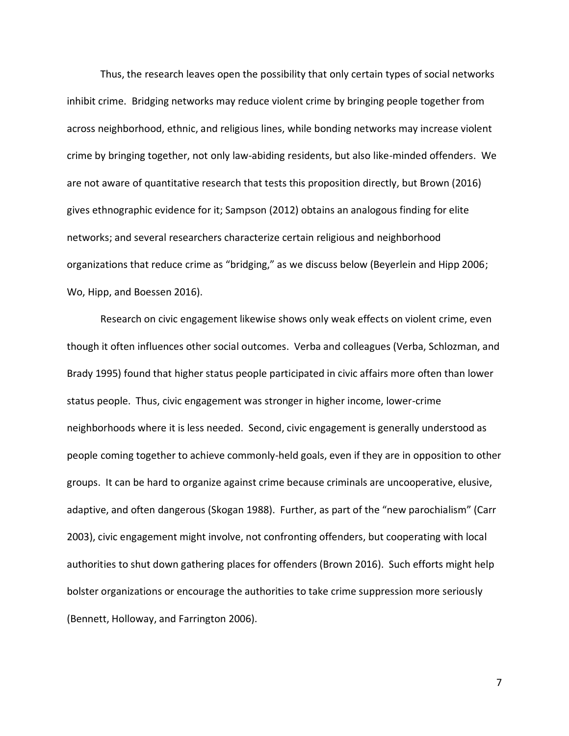Thus, the research leaves open the possibility that only certain types of social networks inhibit crime. Bridging networks may reduce violent crime by bringing people together from across neighborhood, ethnic, and religious lines, while bonding networks may increase violent crime by bringing together, not only law-abiding residents, but also like-minded offenders. We are not aware of quantitative research that tests this proposition directly, but Brown (2016) gives ethnographic evidence for it; Sampson (2012) obtains an analogous finding for elite networks; and several researchers characterize certain religious and neighborhood organizations that reduce crime as "bridging," as we discuss below (Beyerlein and Hipp 2006; Wo, Hipp, and Boessen 2016).

Research on civic engagement likewise shows only weak effects on violent crime, even though it often influences other social outcomes. Verba and colleagues (Verba, Schlozman, and Brady 1995) found that higher status people participated in civic affairs more often than lower status people. Thus, civic engagement was stronger in higher income, lower-crime neighborhoods where it is less needed. Second, civic engagement is generally understood as people coming together to achieve commonly-held goals, even if they are in opposition to other groups. It can be hard to organize against crime because criminals are uncooperative, elusive, adaptive, and often dangerous (Skogan 1988). Further, as part of the "new parochialism" (Carr 2003), civic engagement might involve, not confronting offenders, but cooperating with local authorities to shut down gathering places for offenders (Brown 2016). Such efforts might help bolster organizations or encourage the authorities to take crime suppression more seriously (Bennett, Holloway, and Farrington 2006).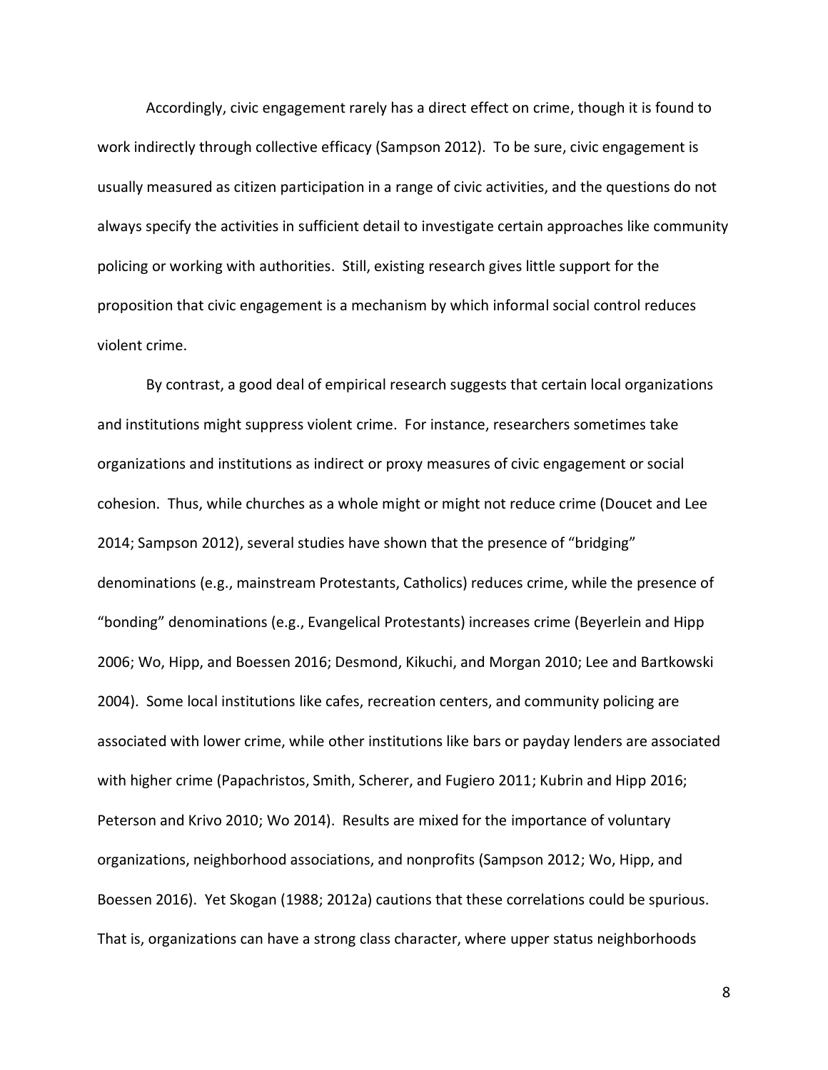Accordingly, civic engagement rarely has a direct effect on crime, though it is found to work indirectly through collective efficacy (Sampson 2012). To be sure, civic engagement is usually measured as citizen participation in a range of civic activities, and the questions do not always specify the activities in sufficient detail to investigate certain approaches like community policing or working with authorities. Still, existing research gives little support for the proposition that civic engagement is a mechanism by which informal social control reduces violent crime.

By contrast, a good deal of empirical research suggests that certain local organizations and institutions might suppress violent crime. For instance, researchers sometimes take organizations and institutions as indirect or proxy measures of civic engagement or social cohesion. Thus, while churches as a whole might or might not reduce crime (Doucet and Lee 2014; Sampson 2012), several studies have shown that the presence of "bridging" denominations (e.g., mainstream Protestants, Catholics) reduces crime, while the presence of "bonding" denominations (e.g., Evangelical Protestants) increases crime (Beyerlein and Hipp 2006; Wo, Hipp, and Boessen 2016; Desmond, Kikuchi, and Morgan 2010; Lee and Bartkowski 2004). Some local institutions like cafes, recreation centers, and community policing are associated with lower crime, while other institutions like bars or payday lenders are associated with higher crime (Papachristos, Smith, Scherer, and Fugiero 2011; Kubrin and Hipp 2016; Peterson and Krivo 2010; Wo 2014). Results are mixed for the importance of voluntary organizations, neighborhood associations, and nonprofits (Sampson 2012; Wo, Hipp, and Boessen 2016). Yet Skogan (1988; 2012a) cautions that these correlations could be spurious. That is, organizations can have a strong class character, where upper status neighborhoods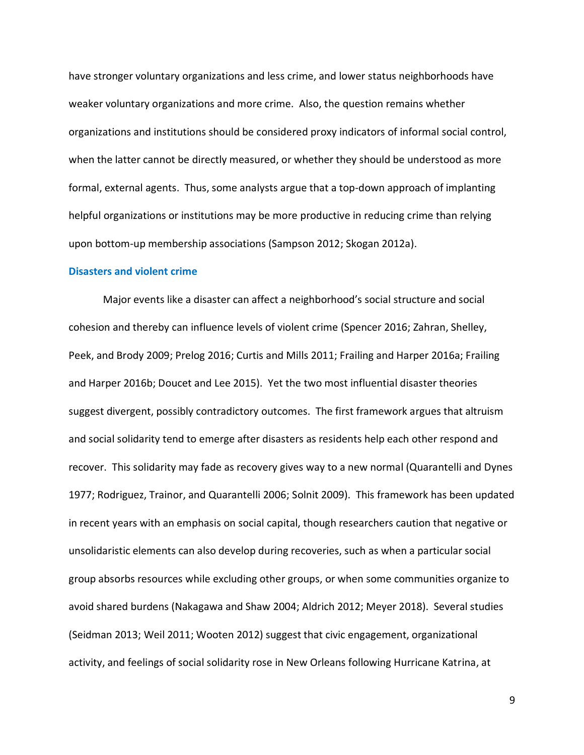have stronger voluntary organizations and less crime, and lower status neighborhoods have weaker voluntary organizations and more crime. Also, the question remains whether organizations and institutions should be considered proxy indicators of informal social control, when the latter cannot be directly measured, or whether they should be understood as more formal, external agents. Thus, some analysts argue that a top-down approach of implanting helpful organizations or institutions may be more productive in reducing crime than relying upon bottom-up membership associations (Sampson 2012; Skogan 2012a).

### Disasters and violent crime

Major events like a disaster can affect a neighborhood's social structure and social cohesion and thereby can influence levels of violent crime (Spencer 2016; Zahran, Shelley, Peek, and Brody 2009; Prelog 2016; Curtis and Mills 2011; Frailing and Harper 2016a; Frailing and Harper 2016b; Doucet and Lee 2015). Yet the two most influential disaster theories suggest divergent, possibly contradictory outcomes. The first framework argues that altruism and social solidarity tend to emerge after disasters as residents help each other respond and recover. This solidarity may fade as recovery gives way to a new normal (Quarantelli and Dynes 1977; Rodriguez, Trainor, and Quarantelli 2006; Solnit 2009). This framework has been updated in recent years with an emphasis on social capital, though researchers caution that negative or unsolidaristic elements can also develop during recoveries, such as when a particular social group absorbs resources while excluding other groups, or when some communities organize to avoid shared burdens (Nakagawa and Shaw 2004; Aldrich 2012; Meyer 2018). Several studies (Seidman 2013; Weil 2011; Wooten 2012) suggest that civic engagement, organizational activity, and feelings of social solidarity rose in New Orleans following Hurricane Katrina, at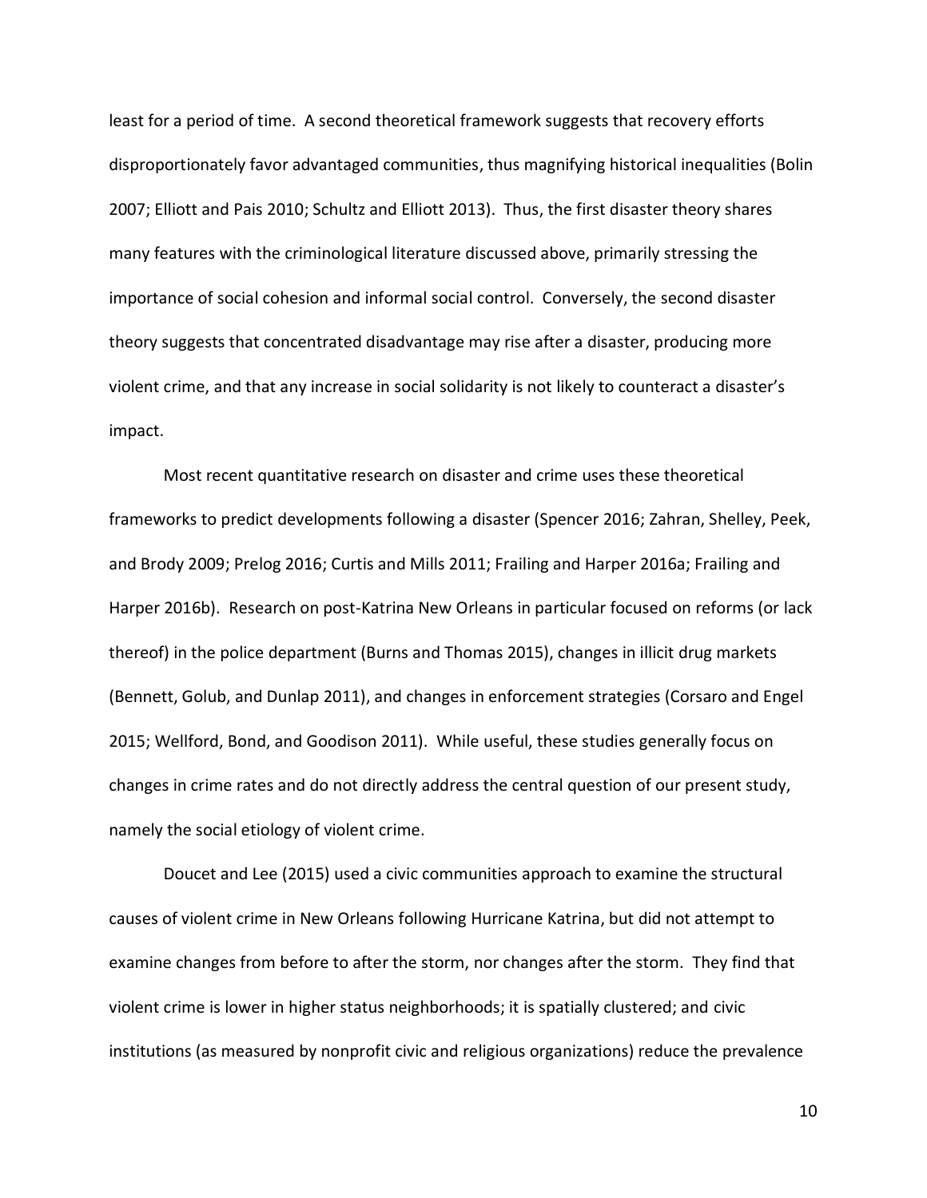least for a period of time. A second theoretical framework suggests that recovery efforts disproportionately favor advantaged communities, thus magnifying historical inequalities (Bolin 2007; Elliott and Pais 2010; Schultz and Elliott 2013). Thus, the first disaster theory shares many features with the criminological literature discussed above, primarily stressing the importance of social cohesion and informal social control. Conversely, the second disaster theory suggests that concentrated disadvantage may rise after a disaster, producing more violent crime, and that any increase in social solidarity is not likely to counteract a disaster's impact.

Most recent quantitative research on disaster and crime uses these theoretical frameworks to predict developments following a disaster (Spencer 2016; Zahran, Shelley, Peek, and Brody 2009; Prelog 2016; Curtis and Mills 2011; Frailing and Harper 2016a; Frailing and Harper 2016b). Research on post-Katrina New Orleans in particular focused on reforms (or lack thereof) in the police department (Burns and Thomas 2015), changes in illicit drug markets (Bennett, Golub, and Dunlap 2011), and changes in enforcement strategies (Corsaro and Engel 2015; Wellford, Bond, and Goodison 2011). While useful, these studies generally focus on changes in crime rates and do not directly address the central question of our present study, namely the social etiology of violent crime.

Doucet and Lee (2015) used a civic communities approach to examine the structural causes of violent crime in New Orleans following Hurricane Katrina, but did not attempt to examine changes from before to after the storm, nor changes after the storm. They find that violent crime is lower in higher status neighborhoods; it is spatially clustered; and civic institutions (as measured by nonprofit civic and religious organizations) reduce the prevalence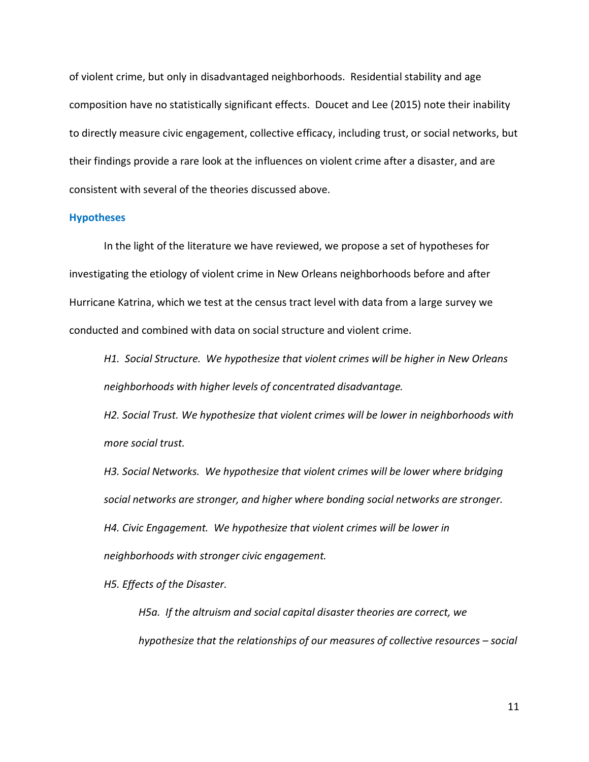of violent crime, but only in disadvantaged neighborhoods. Residential stability and age composition have no statistically significant effects. Doucet and Lee (2015) note their inability to directly measure civic engagement, collective efficacy, including trust, or social networks, but their findings provide a rare look at the influences on violent crime after a disaster, and are consistent with several of the theories discussed above.

## Hypotheses

In the light of the literature we have reviewed, we propose a set of hypotheses for investigating the etiology of violent crime in New Orleans neighborhoods before and after Hurricane Katrina, which we test at the census tract level with data from a large survey we conducted and combined with data on social structure and violent crime.

*H1. Social Structure. We hypothesize that violent crimes will be higher in New Orleans neighborhoods with higher levels of concentrated disadvantage.*

*H2. Social Trust. We hypothesize that violent crimes will be lower in neighborhoods with more social trust.*

*H3. Social Networks. We hypothesize that violent crimes will be lower where bridging social networks are stronger, and higher where bonding social networks are stronger.*

*H4. Civic Engagement. We hypothesize that violent crimes will be lower in neighborhoods with stronger civic engagement.*

*H5. Effects of the Disaster.*

*H5a. If the altruism and social capital disaster theories are correct, we hypothesize that the relationships of our measures of collective resources – social*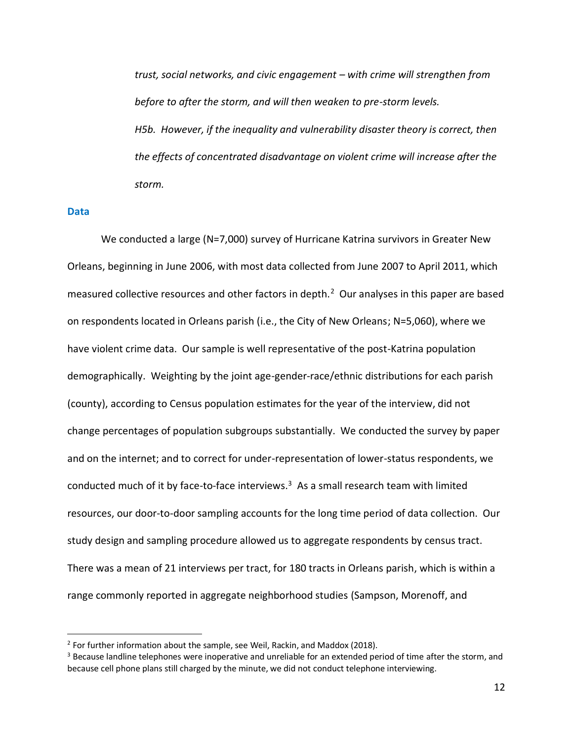*trust, social networks, and civic engagement – with crime will strengthen from before to after the storm, and will then weaken to pre-storm levels.*

*H5b. However, if the inequality and vulnerability disaster theory is correct, then the effects of concentrated disadvantage on violent crime will increase after the storm.*

## Data

We conducted a large (N=7,000) survey of Hurricane Katrina survivors in Greater New Orleans, beginning in June 2006, with most data collected from June 2007 to April 2011, which measured collective resources and other factors in depth.[2] Our analyses in this paper are based on respondents located in Orleans parish (i.e., the City of New Orleans; N=5,060), where we have violent crime data. Our sample is well representative of the post-Katrina population demographically. Weighting by the joint age-gender-race/ethnic distributions for each parish (county), according to Census population estimates for the year of the interview, did not change percentages of population subgroups substantially. We conducted the survey by paper and on the internet; and to correct for under-representation of lower-status respondents, we conducted much of it by face-to-face interviews.[3] As a small research team with limited resources, our door-to-door sampling accounts for the long time period of data collection. Our study design and sampling procedure allowed us to aggregate respondents by census tract. There was a mean of 21 interviews per tract, for 180 tracts in Orleans parish, which is within a range commonly reported in aggregate neighborhood studies (Sampson, Morenoff, and

[2] For further information about the sample, see Weil, Rackin, and Maddox (2018).

[3] Because landline telephones were inoperative and unreliable for an extended period of time after the storm, and because cell phone plans still charged by the minute, we did not conduct telephone interviewing.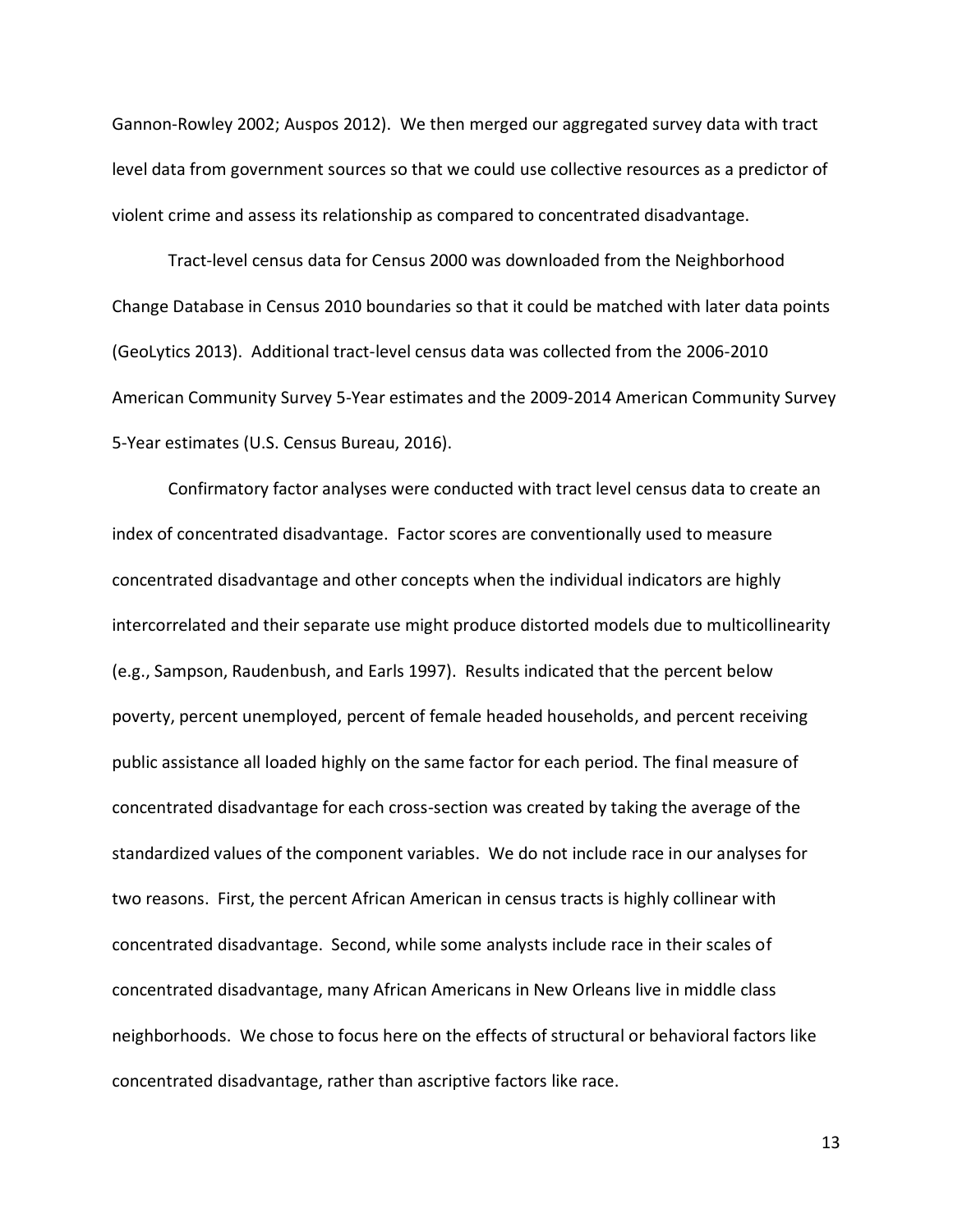Gannon-Rowley 2002; Auspos 2012). We then merged our aggregated survey data with tract level data from government sources so that we could use collective resources as a predictor of violent crime and assess its relationship as compared to concentrated disadvantage.

Tract-level census data for Census 2000 was downloaded from the Neighborhood Change Database in Census 2010 boundaries so that it could be matched with later data points (GeoLytics 2013). Additional tract-level census data was collected from the 2006-2010 American Community Survey 5-Year estimates and the 2009-2014 American Community Survey 5-Year estimates (U.S. Census Bureau, 2016).

Confirmatory factor analyses were conducted with tract level census data to create an index of concentrated disadvantage. Factor scores are conventionally used to measure concentrated disadvantage and other concepts when the individual indicators are highly intercorrelated and their separate use might produce distorted models due to multicollinearity (e.g., Sampson, Raudenbush, and Earls 1997). Results indicated that the percent below poverty, percent unemployed, percent of female headed households, and percent receiving public assistance all loaded highly on the same factor for each period. The final measure of concentrated disadvantage for each cross-section was created by taking the average of the standardized values of the component variables. We do not include race in our analyses for two reasons. First, the percent African American in census tracts is highly collinear with concentrated disadvantage. Second, while some analysts include race in their scales of concentrated disadvantage, many African Americans in New Orleans live in middle class neighborhoods. We chose to focus here on the effects of structural or behavioral factors like concentrated disadvantage, rather than ascriptive factors like race.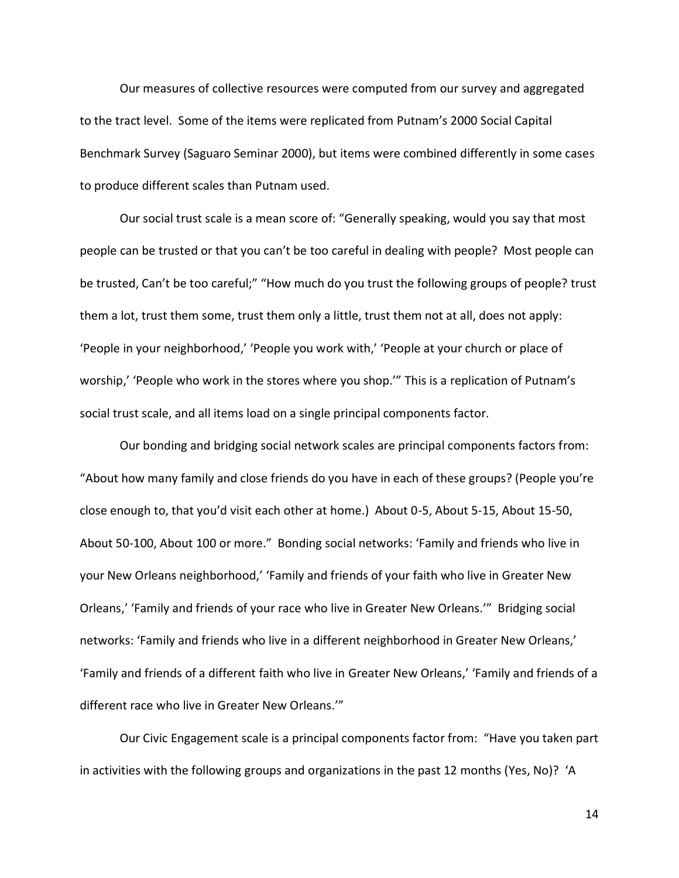Our measures of collective resources were computed from our survey and aggregated to the tract level. Some of the items were replicated from Putnam's 2000 Social Capital Benchmark Survey (Saguaro Seminar 2000), but items were combined differently in some cases to produce different scales than Putnam used.

Our social trust scale is a mean score of: "Generally speaking, would you say that most people can be trusted or that you can't be too careful in dealing with people? Most people can be trusted, Can't be too careful;" "How much do you trust the following groups of people? trust them a lot, trust them some, trust them only a little, trust them not at all, does not apply: 'People in your neighborhood,' 'People you work with,' 'People at your church or place of worship,' 'People who work in the stores where you shop.'" This is a replication of Putnam's social trust scale, and all items load on a single principal components factor.

Our bonding and bridging social network scales are principal components factors from: "About how many family and close friends do you have in each of these groups? (People you're close enough to, that you'd visit each other at home.) About 0-5, About 5-15, About 15-50, About 50-100, About 100 or more." Bonding social networks: 'Family and friends who live in your New Orleans neighborhood,' 'Family and friends of your faith who live in Greater New Orleans,' 'Family and friends of your race who live in Greater New Orleans.'" Bridging social networks: 'Family and friends who live in a different neighborhood in Greater New Orleans,' 'Family and friends of a different faith who live in Greater New Orleans,' 'Family and friends of a different race who live in Greater New Orleans.'"

Our Civic Engagement scale is a principal components factor from: "Have you taken part in activities with the following groups and organizations in the past 12 months (Yes, No)? 'A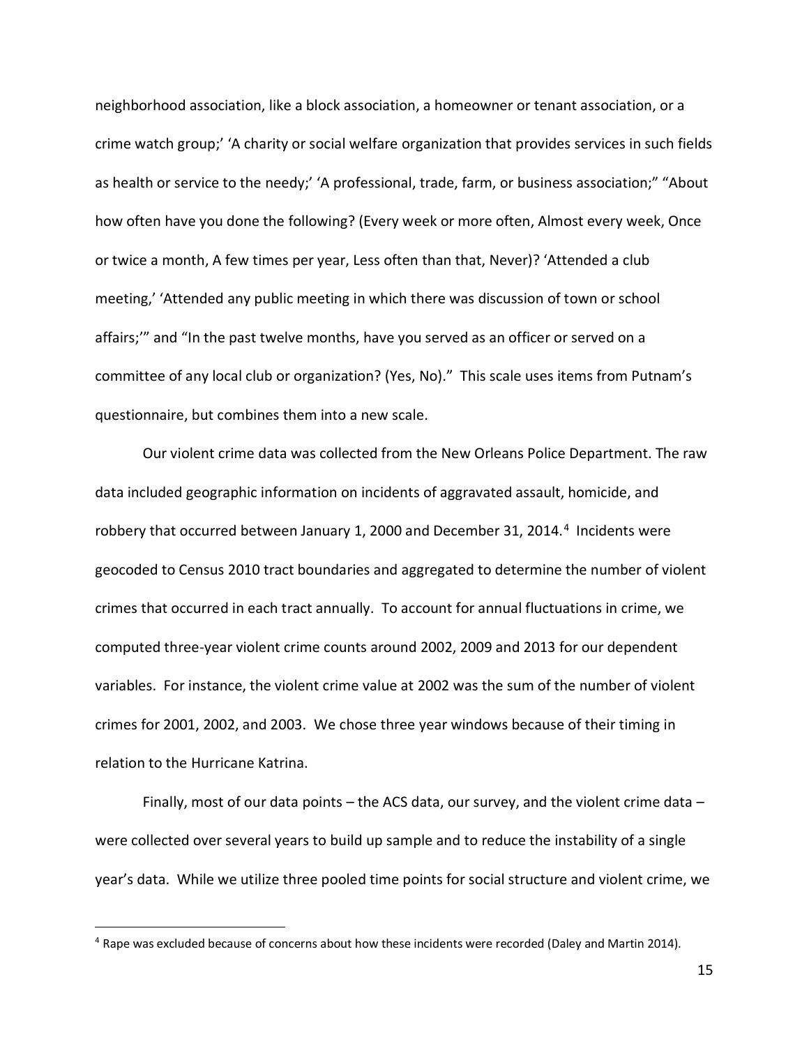neighborhood association, like a block association, a homeowner or tenant association, or a crime watch group;' 'A charity or social welfare organization that provides services in such fields as health or service to the needy;' 'A professional, trade, farm, or business association;" "About how often have you done the following? (Every week or more often, Almost every week, Once or twice a month, A few times per year, Less often than that, Never)? 'Attended a club meeting,' 'Attended any public meeting in which there was discussion of town or school affairs;'" and "In the past twelve months, have you served as an officer or served on a committee of any local club or organization? (Yes, No)." This scale uses items from Putnam's questionnaire, but combines them into a new scale.

Our violent crime data was collected from the New Orleans Police Department. The raw data included geographic information on incidents of aggravated assault, homicide, and robbery that occurred between January 1, 2000 and December 31, 2014.[4] Incidents were geocoded to Census 2010 tract boundaries and aggregated to determine the number of violent crimes that occurred in each tract annually. To account for annual fluctuations in crime, we computed three-year violent crime counts around 2002, 2009 and 2013 for our dependent variables. For instance, the violent crime value at 2002 was the sum of the number of violent crimes for 2001, 2002, and 2003. We chose three year windows because of their timing in relation to the Hurricane Katrina.

Finally, most of our data points – the ACS data, our survey, and the violent crime data – were collected over several years to build up sample and to reduce the instability of a single year's data. While we utilize three pooled time points for social structure and violent crime, we

[4] Rape was excluded because of concerns about how these incidents were recorded (Daley and Martin 2014).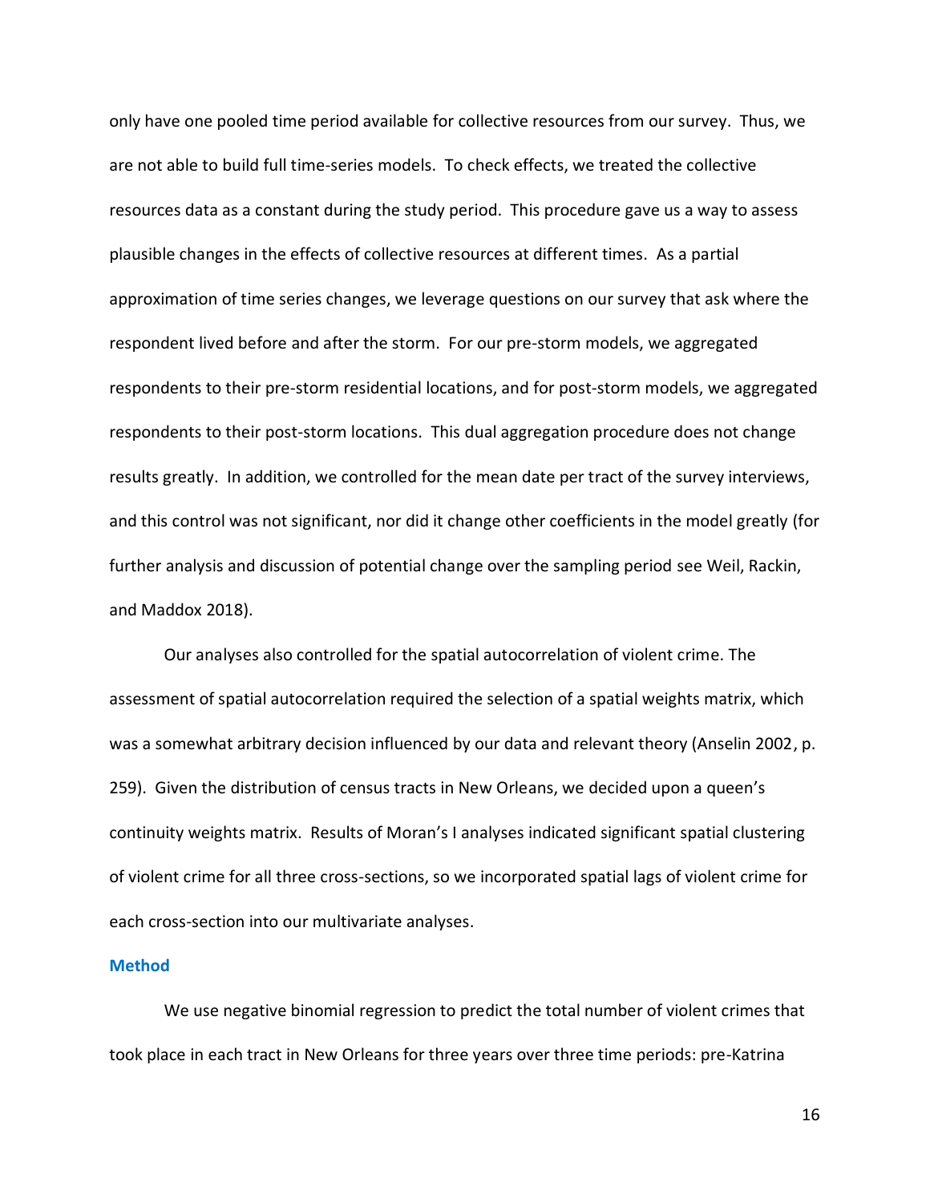only have one pooled time period available for collective resources from our survey. Thus, we are not able to build full time-series models. To check effects, we treated the collective resources data as a constant during the study period. This procedure gave us a way to assess plausible changes in the effects of collective resources at different times. As a partial approximation of time series changes, we leverage questions on our survey that ask where the respondent lived before and after the storm. For our pre-storm models, we aggregated respondents to their pre-storm residential locations, and for post-storm models, we aggregated respondents to their post-storm locations. This dual aggregation procedure does not change results greatly. In addition, we controlled for the mean date per tract of the survey interviews, and this control was not significant, nor did it change other coefficients in the model greatly (for further analysis and discussion of potential change over the sampling period see Weil, Rackin, and Maddox 2018).

Our analyses also controlled for the spatial autocorrelation of violent crime. The assessment of spatial autocorrelation required the selection of a spatial weights matrix, which was a somewhat arbitrary decision influenced by our data and relevant theory (Anselin 2002, p. 259). Given the distribution of census tracts in New Orleans, we decided upon a queen's continuity weights matrix. Results of Moran's I analyses indicated significant spatial clustering of violent crime for all three cross-sections, so we incorporated spatial lags of violent crime for each cross-section into our multivariate analyses.

## Method

We use negative binomial regression to predict the total number of violent crimes that took place in each tract in New Orleans for three years over three time periods: pre-Katrina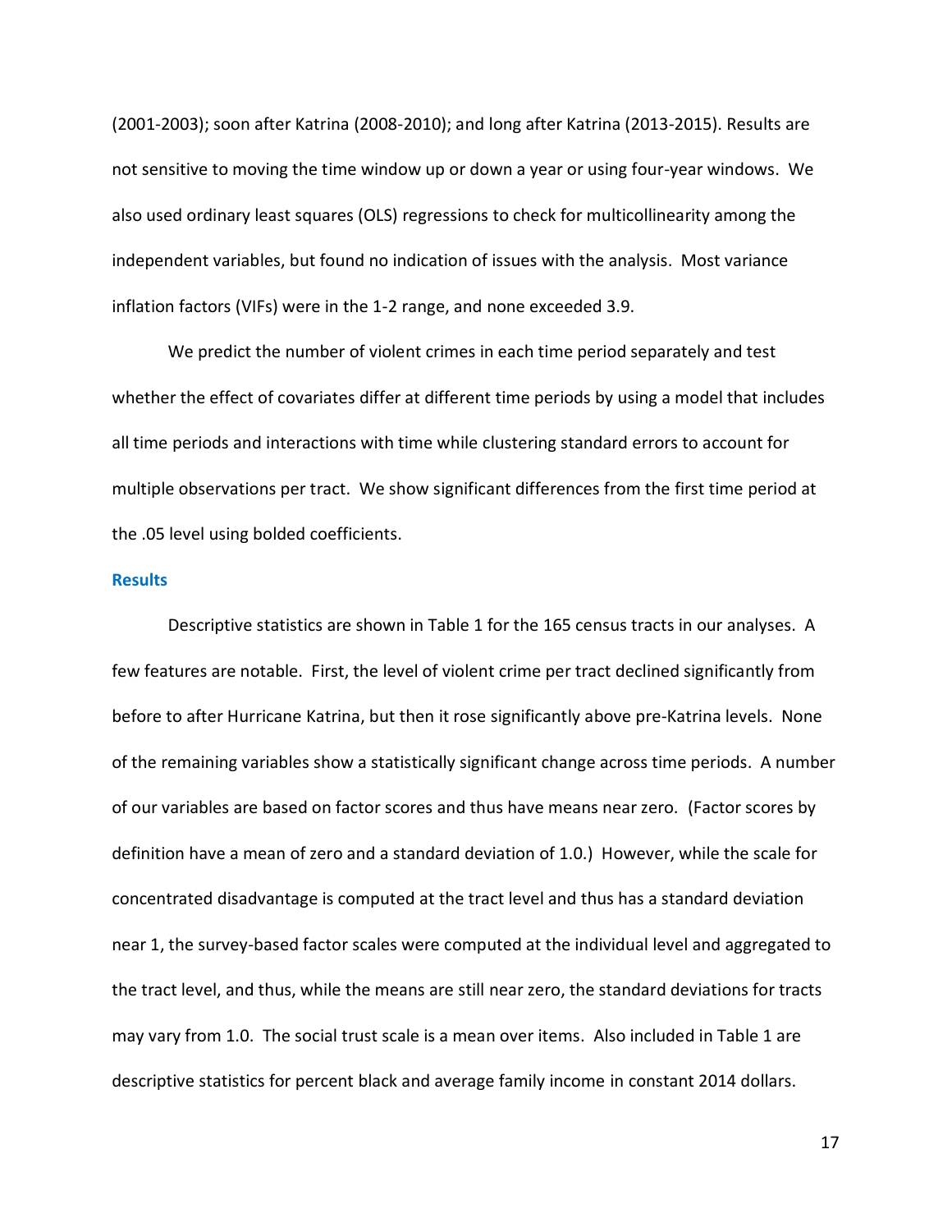(2001-2003); soon after Katrina (2008-2010); and long after Katrina (2013-2015). Results are not sensitive to moving the time window up or down a year or using four-year windows. We also used ordinary least squares (OLS) regressions to check for multicollinearity among the independent variables, but found no indication of issues with the analysis. Most variance inflation factors (VIFs) were in the 1-2 range, and none exceeded 3.9.

We predict the number of violent crimes in each time period separately and test whether the effect of covariates differ at different time periods by using a model that includes all time periods and interactions with time while clustering standard errors to account for multiple observations per tract. We show significant differences from the first time period at the .05 level using bolded coefficients.

## Results

Descriptive statistics are shown in Table 1 for the 165 census tracts in our analyses. A few features are notable. First, the level of violent crime per tract declined significantly from before to after Hurricane Katrina, but then it rose significantly above pre-Katrina levels. None of the remaining variables show a statistically significant change across time periods. A number of our variables are based on factor scores and thus have means near zero. (Factor scores by definition have a mean of zero and a standard deviation of 1.0.) However, while the scale for concentrated disadvantage is computed at the tract level and thus has a standard deviation near 1, the survey-based factor scales were computed at the individual level and aggregated to the tract level, and thus, while the means are still near zero, the standard deviations for tracts may vary from 1.0. The social trust scale is a mean over items. Also included in Table 1 are descriptive statistics for percent black and average family income in constant 2014 dollars.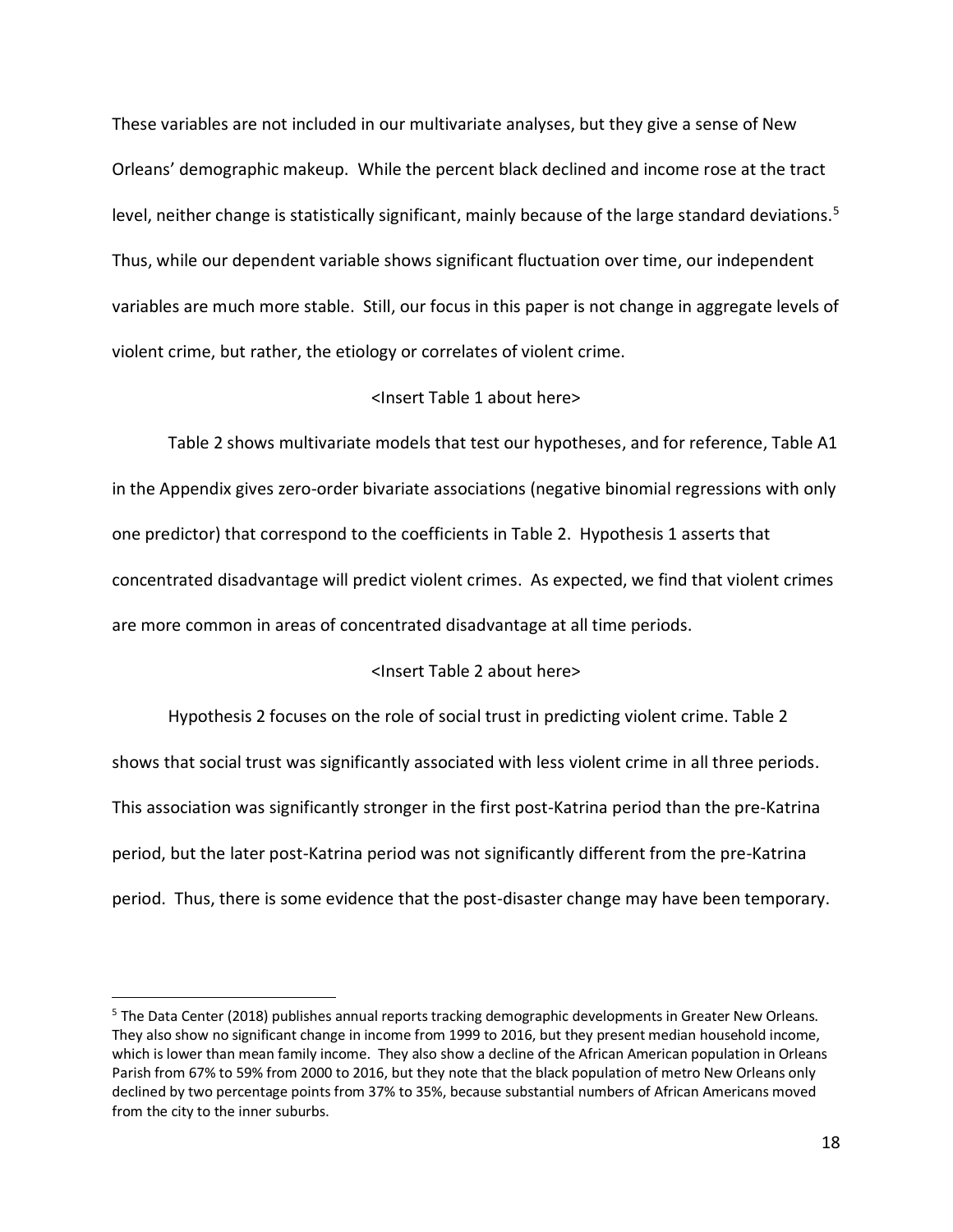These variables are not included in our multivariate analyses, but they give a sense of New Orleans' demographic makeup. While the percent black declined and income rose at the tract level, neither change is statistically significant, mainly because of the large standard deviations.[5] Thus, while our dependent variable shows significant fluctuation over time, our independent variables are much more stable. Still, our focus in this paper is not change in aggregate levels of violent crime, but rather, the etiology or correlates of violent crime.

<Insert Table 1 about here>

Table 2 shows multivariate models that test our hypotheses, and for reference, Table A1 in the Appendix gives zero-order bivariate associations (negative binomial regressions with only one predictor) that correspond to the coefficients in Table 2. Hypothesis 1 asserts that concentrated disadvantage will predict violent crimes. As expected, we find that violent crimes are more common in areas of concentrated disadvantage at all time periods.

<Insert Table 2 about here>

Hypothesis 2 focuses on the role of social trust in predicting violent crime. Table 2 shows that social trust was significantly associated with less violent crime in all three periods. This association was significantly stronger in the first post-Katrina period than the pre-Katrina period, but the later post-Katrina period was not significantly different from the pre-Katrina period. Thus, there is some evidence that the post-disaster change may have been temporary.

[5] The Data Center (2018) publishes annual reports tracking demographic developments in Greater New Orleans. They also show no significant change in income from 1999 to 2016, but they present median household income, which is lower than mean family income. They also show a decline of the African American population in Orleans Parish from 67% to 59% from 2000 to 2016, but they note that the black population of metro New Orleans only declined by two percentage points from 37% to 35%, because substantial numbers of African Americans moved from the city to the inner suburbs.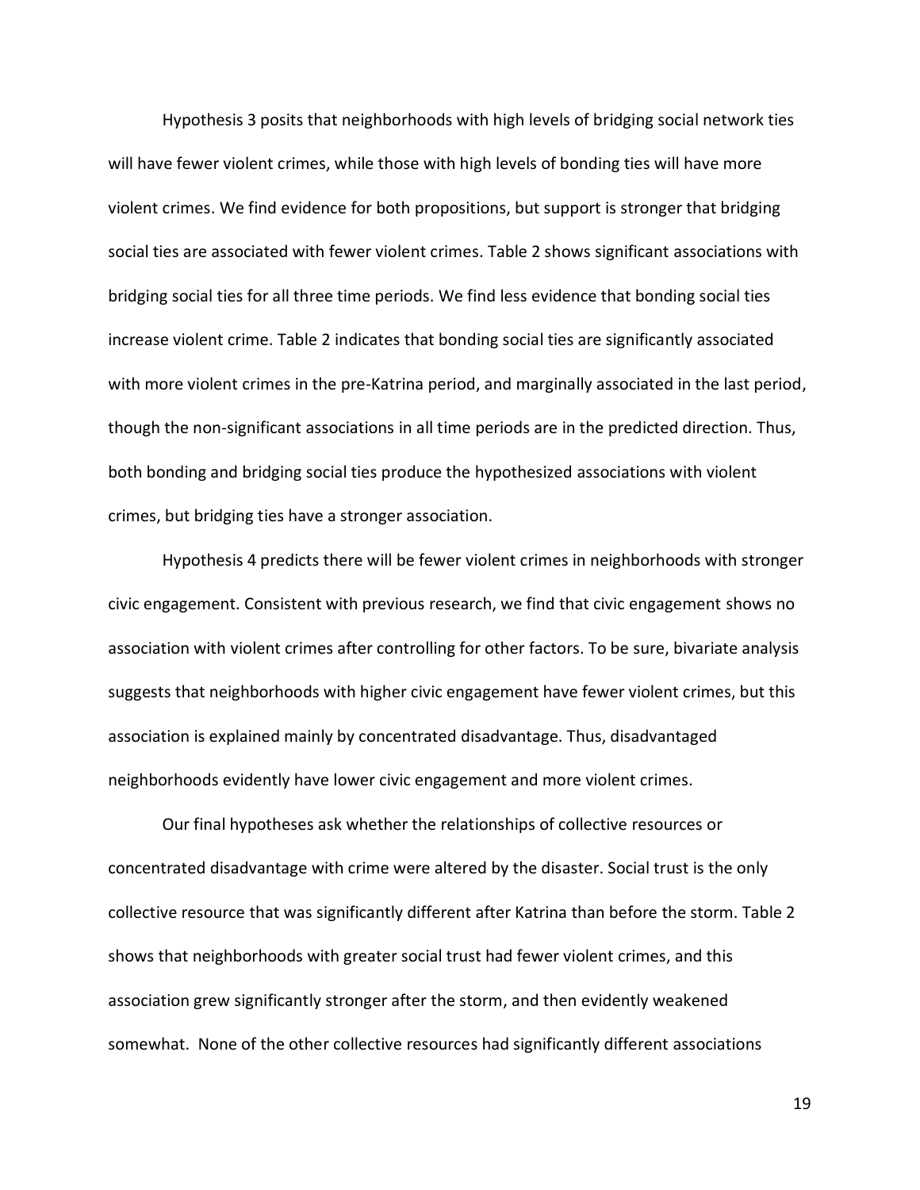Hypothesis 3 posits that neighborhoods with high levels of bridging social network ties will have fewer violent crimes, while those with high levels of bonding ties will have more violent crimes. We find evidence for both propositions, but support is stronger that bridging social ties are associated with fewer violent crimes. Table 2 shows significant associations with bridging social ties for all three time periods. We find less evidence that bonding social ties increase violent crime. Table 2 indicates that bonding social ties are significantly associated with more violent crimes in the pre-Katrina period, and marginally associated in the last period, though the non-significant associations in all time periods are in the predicted direction. Thus, both bonding and bridging social ties produce the hypothesized associations with violent crimes, but bridging ties have a stronger association.

Hypothesis 4 predicts there will be fewer violent crimes in neighborhoods with stronger civic engagement. Consistent with previous research, we find that civic engagement shows no association with violent crimes after controlling for other factors. To be sure, bivariate analysis suggests that neighborhoods with higher civic engagement have fewer violent crimes, but this association is explained mainly by concentrated disadvantage. Thus, disadvantaged neighborhoods evidently have lower civic engagement and more violent crimes.

Our final hypotheses ask whether the relationships of collective resources or concentrated disadvantage with crime were altered by the disaster. Social trust is the only collective resource that was significantly different after Katrina than before the storm. Table 2 shows that neighborhoods with greater social trust had fewer violent crimes, and this association grew significantly stronger after the storm, and then evidently weakened somewhat. None of the other collective resources had significantly different associations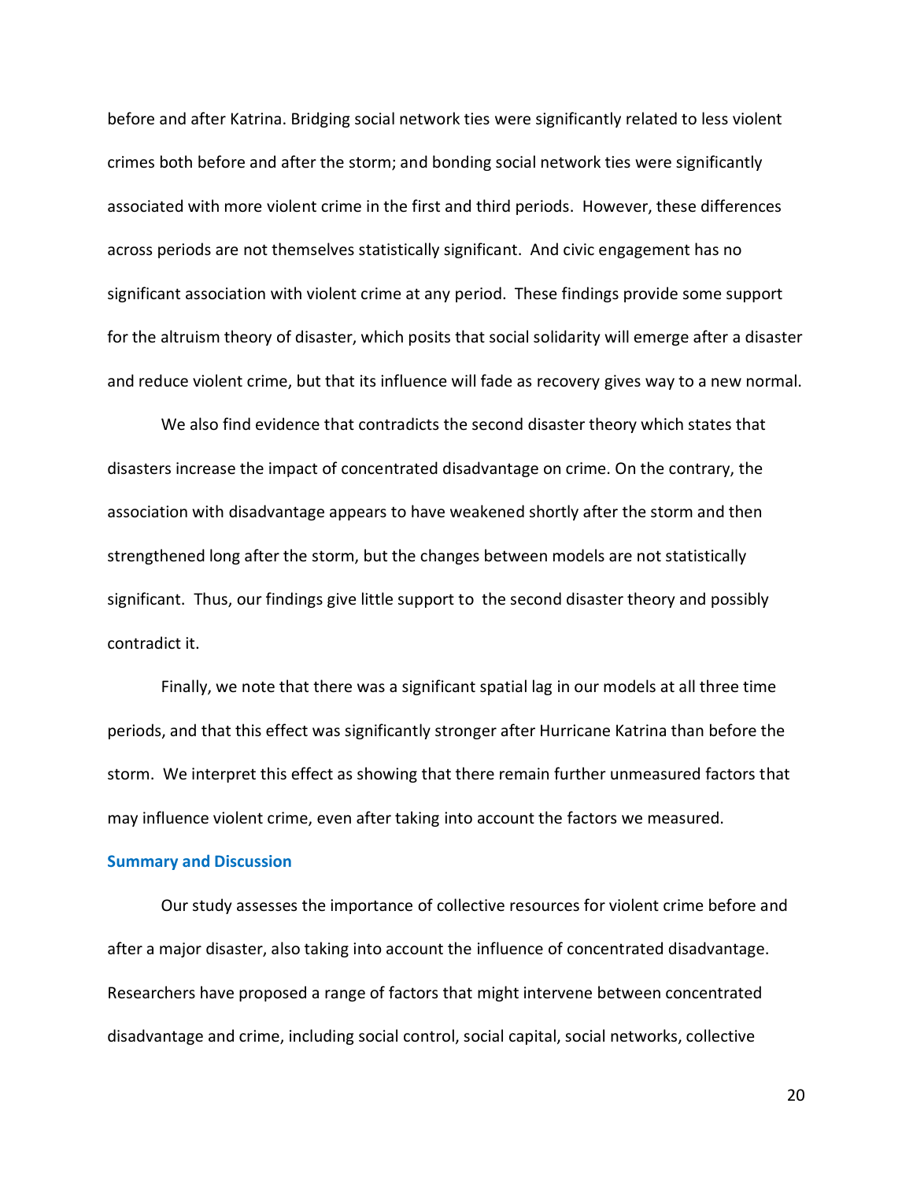before and after Katrina. Bridging social network ties were significantly related to less violent crimes both before and after the storm; and bonding social network ties were significantly associated with more violent crime in the first and third periods. However, these differences across periods are not themselves statistically significant. And civic engagement has no significant association with violent crime at any period. These findings provide some support for the altruism theory of disaster, which posits that social solidarity will emerge after a disaster and reduce violent crime, but that its influence will fade as recovery gives way to a new normal.

We also find evidence that contradicts the second disaster theory which states that disasters increase the impact of concentrated disadvantage on crime. On the contrary, the association with disadvantage appears to have weakened shortly after the storm and then strengthened long after the storm, but the changes between models are not statistically significant. Thus, our findings give little support to the second disaster theory and possibly contradict it.

Finally, we note that there was a significant spatial lag in our models at all three time periods, and that this effect was significantly stronger after Hurricane Katrina than before the storm. We interpret this effect as showing that there remain further unmeasured factors that may influence violent crime, even after taking into account the factors we measured.

## Summary and Discussion

Our study assesses the importance of collective resources for violent crime before and after a major disaster, also taking into account the influence of concentrated disadvantage. Researchers have proposed a range of factors that might intervene between concentrated disadvantage and crime, including social control, social capital, social networks, collective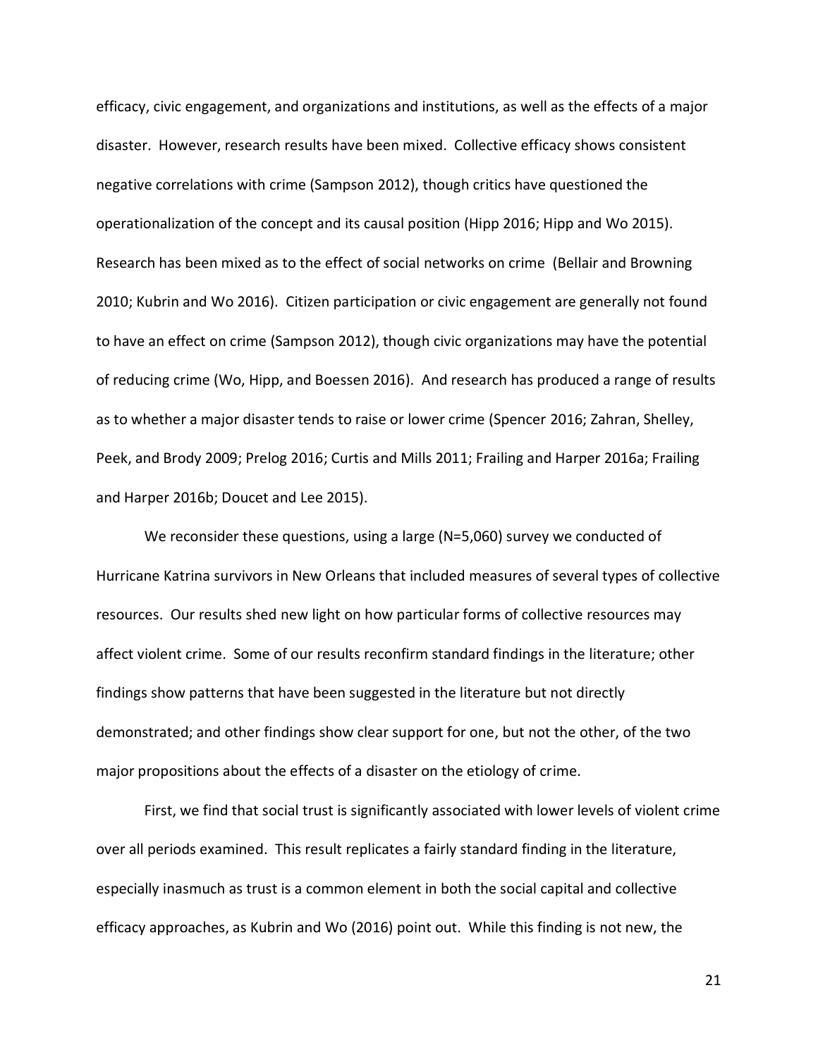efficacy, civic engagement, and organizations and institutions, as well as the effects of a major disaster. However, research results have been mixed. Collective efficacy shows consistent negative correlations with crime (Sampson 2012), though critics have questioned the operationalization of the concept and its causal position (Hipp 2016; Hipp and Wo 2015). Research has been mixed as to the effect of social networks on crime (Bellair and Browning 2010; Kubrin and Wo 2016). Citizen participation or civic engagement are generally not found to have an effect on crime (Sampson 2012), though civic organizations may have the potential of reducing crime (Wo, Hipp, and Boessen 2016). And research has produced a range of results as to whether a major disaster tends to raise or lower crime (Spencer 2016; Zahran, Shelley, Peek, and Brody 2009; Prelog 2016; Curtis and Mills 2011; Frailing and Harper 2016a; Frailing and Harper 2016b; Doucet and Lee 2015).

We reconsider these questions, using a large (N=5,060) survey we conducted of Hurricane Katrina survivors in New Orleans that included measures of several types of collective resources. Our results shed new light on how particular forms of collective resources may affect violent crime. Some of our results reconfirm standard findings in the literature; other findings show patterns that have been suggested in the literature but not directly demonstrated; and other findings show clear support for one, but not the other, of the two major propositions about the effects of a disaster on the etiology of crime.

First, we find that social trust is significantly associated with lower levels of violent crime over all periods examined. This result replicates a fairly standard finding in the literature, especially inasmuch as trust is a common element in both the social capital and collective efficacy approaches, as Kubrin and Wo (2016) point out. While this finding is not new, the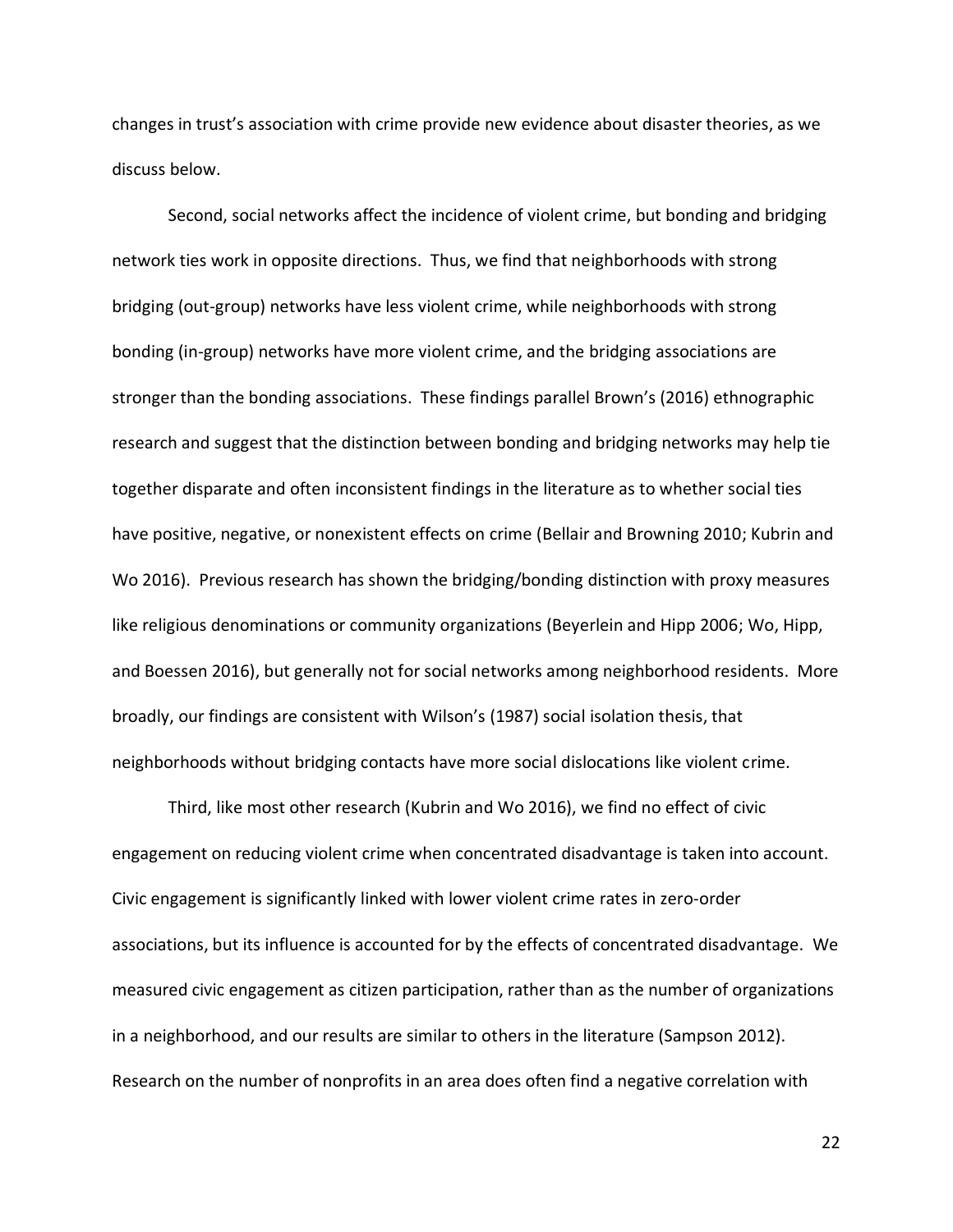changes in trust's association with crime provide new evidence about disaster theories, as we discuss below.

Second, social networks affect the incidence of violent crime, but bonding and bridging network ties work in opposite directions. Thus, we find that neighborhoods with strong bridging (out-group) networks have less violent crime, while neighborhoods with strong bonding (in-group) networks have more violent crime, and the bridging associations are stronger than the bonding associations. These findings parallel Brown's (2016) ethnographic research and suggest that the distinction between bonding and bridging networks may help tie together disparate and often inconsistent findings in the literature as to whether social ties have positive, negative, or nonexistent effects on crime (Bellair and Browning 2010; Kubrin and Wo 2016). Previous research has shown the bridging/bonding distinction with proxy measures like religious denominations or community organizations (Beyerlein and Hipp 2006; Wo, Hipp, and Boessen 2016), but generally not for social networks among neighborhood residents. More broadly, our findings are consistent with Wilson's (1987) social isolation thesis, that neighborhoods without bridging contacts have more social dislocations like violent crime.

Third, like most other research (Kubrin and Wo 2016), we find no effect of civic engagement on reducing violent crime when concentrated disadvantage is taken into account. Civic engagement is significantly linked with lower violent crime rates in zero-order associations, but its influence is accounted for by the effects of concentrated disadvantage. We measured civic engagement as citizen participation, rather than as the number of organizations in a neighborhood, and our results are similar to others in the literature (Sampson 2012). Research on the number of nonprofits in an area does often find a negative correlation with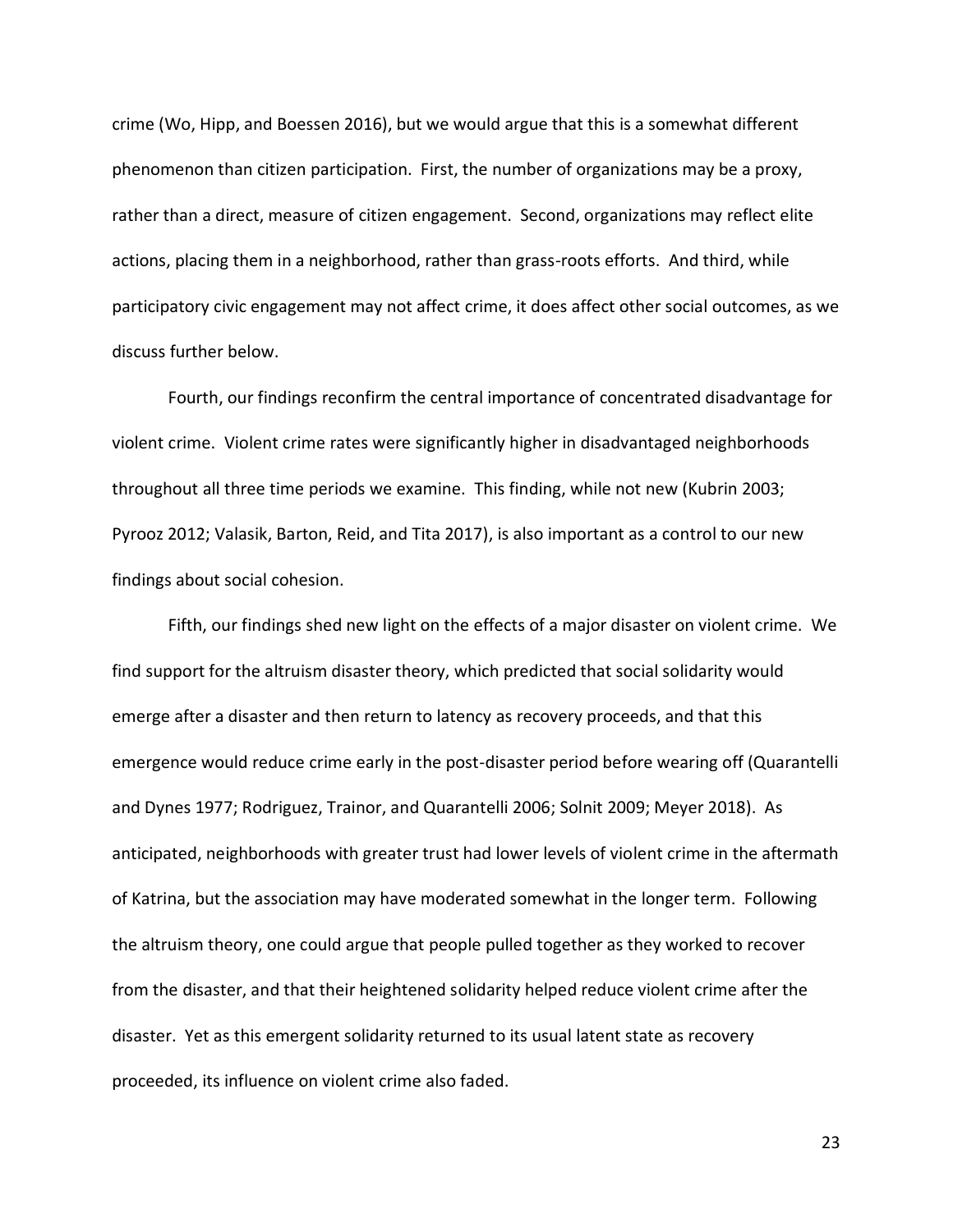crime (Wo, Hipp, and Boessen 2016), but we would argue that this is a somewhat different phenomenon than citizen participation. First, the number of organizations may be a proxy, rather than a direct, measure of citizen engagement. Second, organizations may reflect elite actions, placing them in a neighborhood, rather than grass-roots efforts. And third, while participatory civic engagement may not affect crime, it does affect other social outcomes, as we discuss further below.

Fourth, our findings reconfirm the central importance of concentrated disadvantage for violent crime. Violent crime rates were significantly higher in disadvantaged neighborhoods throughout all three time periods we examine. This finding, while not new (Kubrin 2003; Pyrooz 2012; Valasik, Barton, Reid, and Tita 2017), is also important as a control to our new findings about social cohesion.

Fifth, our findings shed new light on the effects of a major disaster on violent crime. We find support for the altruism disaster theory, which predicted that social solidarity would emerge after a disaster and then return to latency as recovery proceeds, and that this emergence would reduce crime early in the post-disaster period before wearing off (Quarantelli and Dynes 1977; Rodriguez, Trainor, and Quarantelli 2006; Solnit 2009; Meyer 2018). As anticipated, neighborhoods with greater trust had lower levels of violent crime in the aftermath of Katrina, but the association may have moderated somewhat in the longer term. Following the altruism theory, one could argue that people pulled together as they worked to recover from the disaster, and that their heightened solidarity helped reduce violent crime after the disaster. Yet as this emergent solidarity returned to its usual latent state as recovery proceeded, its influence on violent crime also faded.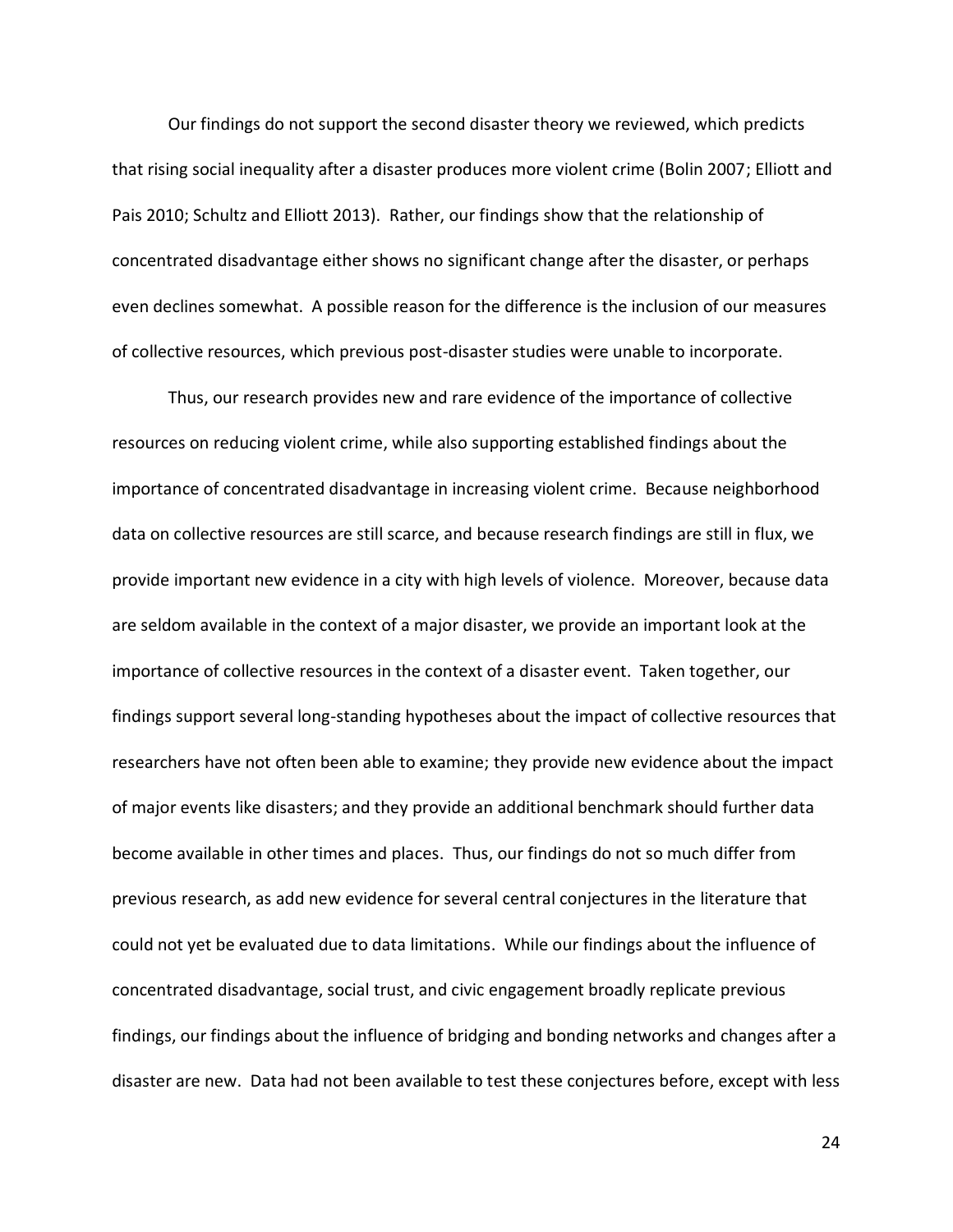Our findings do not support the second disaster theory we reviewed, which predicts that rising social inequality after a disaster produces more violent crime (Bolin 2007; Elliott and Pais 2010; Schultz and Elliott 2013). Rather, our findings show that the relationship of concentrated disadvantage either shows no significant change after the disaster, or perhaps even declines somewhat. A possible reason for the difference is the inclusion of our measures of collective resources, which previous post-disaster studies were unable to incorporate.

Thus, our research provides new and rare evidence of the importance of collective resources on reducing violent crime, while also supporting established findings about the importance of concentrated disadvantage in increasing violent crime. Because neighborhood data on collective resources are still scarce, and because research findings are still in flux, we provide important new evidence in a city with high levels of violence. Moreover, because data are seldom available in the context of a major disaster, we provide an important look at the importance of collective resources in the context of a disaster event. Taken together, our findings support several long-standing hypotheses about the impact of collective resources that researchers have not often been able to examine; they provide new evidence about the impact of major events like disasters; and they provide an additional benchmark should further data become available in other times and places. Thus, our findings do not so much differ from previous research, as add new evidence for several central conjectures in the literature that could not yet be evaluated due to data limitations. While our findings about the influence of concentrated disadvantage, social trust, and civic engagement broadly replicate previous findings, our findings about the influence of bridging and bonding networks and changes after a disaster are new. Data had not been available to test these conjectures before, except with less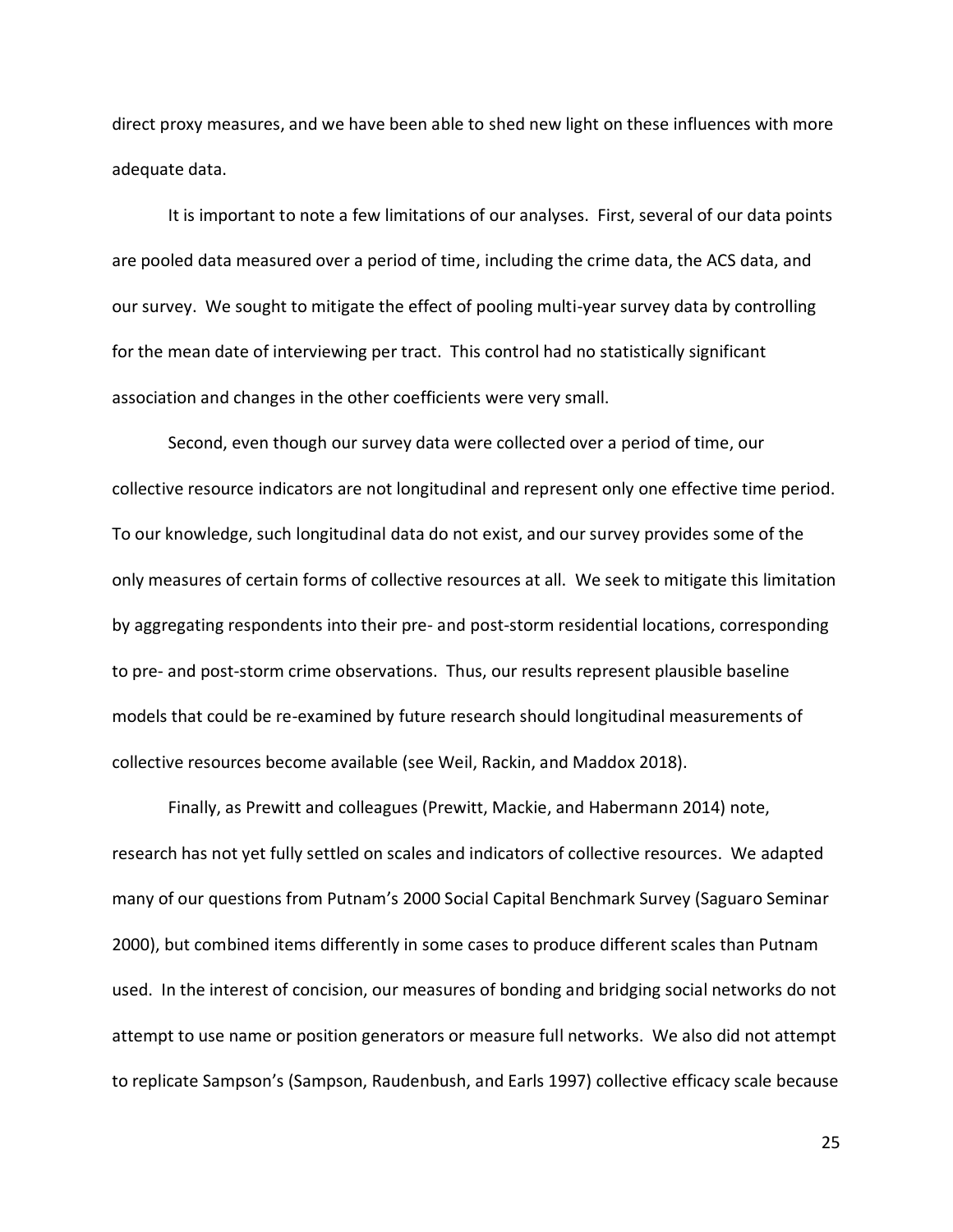direct proxy measures, and we have been able to shed new light on these influences with more adequate data.

It is important to note a few limitations of our analyses. First, several of our data points are pooled data measured over a period of time, including the crime data, the ACS data, and our survey. We sought to mitigate the effect of pooling multi-year survey data by controlling for the mean date of interviewing per tract. This control had no statistically significant association and changes in the other coefficients were very small.

Second, even though our survey data were collected over a period of time, our collective resource indicators are not longitudinal and represent only one effective time period. To our knowledge, such longitudinal data do not exist, and our survey provides some of the only measures of certain forms of collective resources at all. We seek to mitigate this limitation by aggregating respondents into their pre- and post-storm residential locations, corresponding to pre- and post-storm crime observations. Thus, our results represent plausible baseline models that could be re-examined by future research should longitudinal measurements of collective resources become available (see Weil, Rackin, and Maddox 2018).

Finally, as Prewitt and colleagues (Prewitt, Mackie, and Habermann 2014) note, research has not yet fully settled on scales and indicators of collective resources. We adapted many of our questions from Putnam's 2000 Social Capital Benchmark Survey (Saguaro Seminar 2000), but combined items differently in some cases to produce different scales than Putnam used. In the interest of concision, our measures of bonding and bridging social networks do not attempt to use name or position generators or measure full networks. We also did not attempt to replicate Sampson's (Sampson, Raudenbush, and Earls 1997) collective efficacy scale because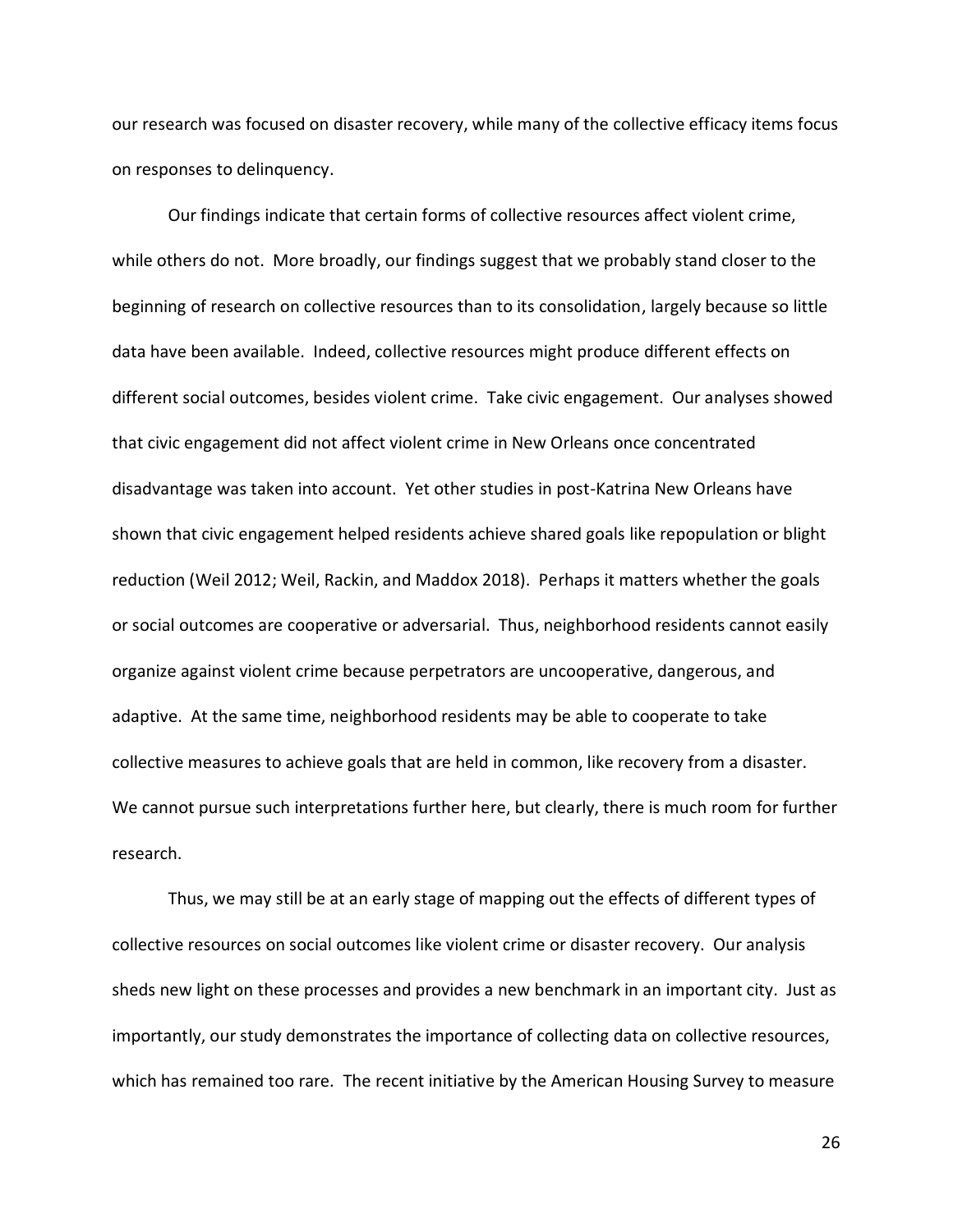our research was focused on disaster recovery, while many of the collective efficacy items focus on responses to delinquency.

Our findings indicate that certain forms of collective resources affect violent crime, while others do not. More broadly, our findings suggest that we probably stand closer to the beginning of research on collective resources than to its consolidation, largely because so little data have been available. Indeed, collective resources might produce different effects on different social outcomes, besides violent crime. Take civic engagement. Our analyses showed that civic engagement did not affect violent crime in New Orleans once concentrated disadvantage was taken into account. Yet other studies in post-Katrina New Orleans have shown that civic engagement helped residents achieve shared goals like repopulation or blight reduction (Weil 2012; Weil, Rackin, and Maddox 2018). Perhaps it matters whether the goals or social outcomes are cooperative or adversarial. Thus, neighborhood residents cannot easily organize against violent crime because perpetrators are uncooperative, dangerous, and adaptive. At the same time, neighborhood residents may be able to cooperate to take collective measures to achieve goals that are held in common, like recovery from a disaster. We cannot pursue such interpretations further here, but clearly, there is much room for further research.

Thus, we may still be at an early stage of mapping out the effects of different types of collective resources on social outcomes like violent crime or disaster recovery. Our analysis sheds new light on these processes and provides a new benchmark in an important city. Just as importantly, our study demonstrates the importance of collecting data on collective resources, which has remained too rare. The recent initiative by the American Housing Survey to measure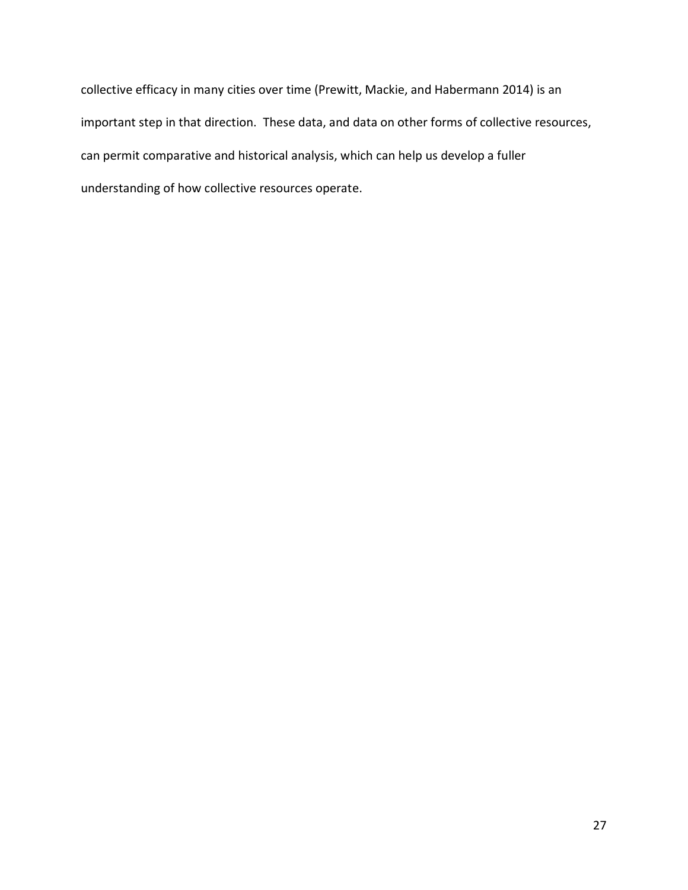collective efficacy in many cities over time (Prewitt, Mackie, and Habermann 2014) is an important step in that direction. These data, and data on other forms of collective resources, can permit comparative and historical analysis, which can help us develop a fuller understanding of how collective resources operate.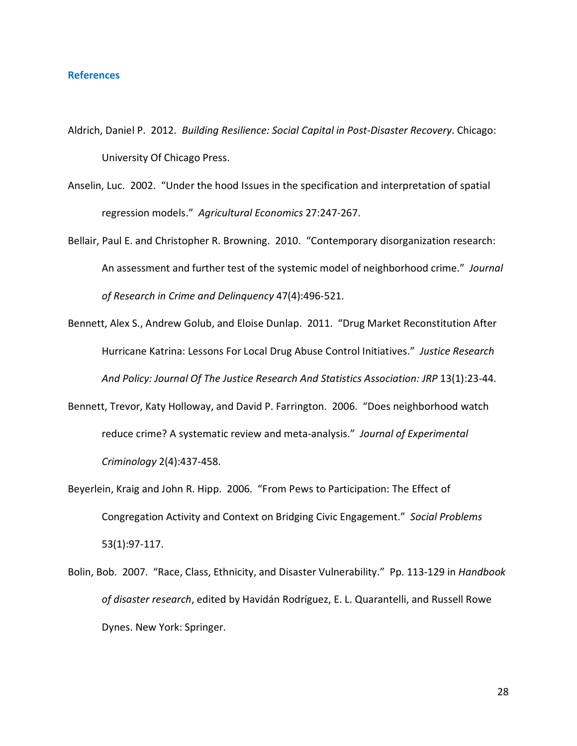## References

Aldrich, Daniel P. 2012. *Building Resilience: Social Capital in Post-Disaster Recovery*. Chicago: University Of Chicago Press.

Anselin, Luc. 2002. "Under the hood Issues in the specification and interpretation of spatial regression models." *Agricultural Economics* 27:247-267.

Bellair, Paul E. and Christopher R. Browning. 2010. "Contemporary disorganization research: An assessment and further test of the systemic model of neighborhood crime." *Journal of Research in Crime and Delinquency* 47(4):496-521.

Bennett, Alex S., Andrew Golub, and Eloise Dunlap. 2011. "Drug Market Reconstitution After Hurricane Katrina: Lessons For Local Drug Abuse Control Initiatives." *Justice Research And Policy: Journal Of The Justice Research And Statistics Association: JRP* 13(1):23-44.

Bennett, Trevor, Katy Holloway, and David P. Farrington. 2006. "Does neighborhood watch reduce crime? A systematic review and meta-analysis." *Journal of Experimental Criminology* 2(4):437-458.

Beyerlein, Kraig and John R. Hipp. 2006. "From Pews to Participation: The Effect of Congregation Activity and Context on Bridging Civic Engagement." *Social Problems* 53(1):97-117.

Bolin, Bob. 2007. "Race, Class, Ethnicity, and Disaster Vulnerability." Pp. 113-129 in *Handbook of disaster research*, edited by Havidán Rodríguez, E. L. Quarantelli, and Russell Rowe Dynes. New York: Springer.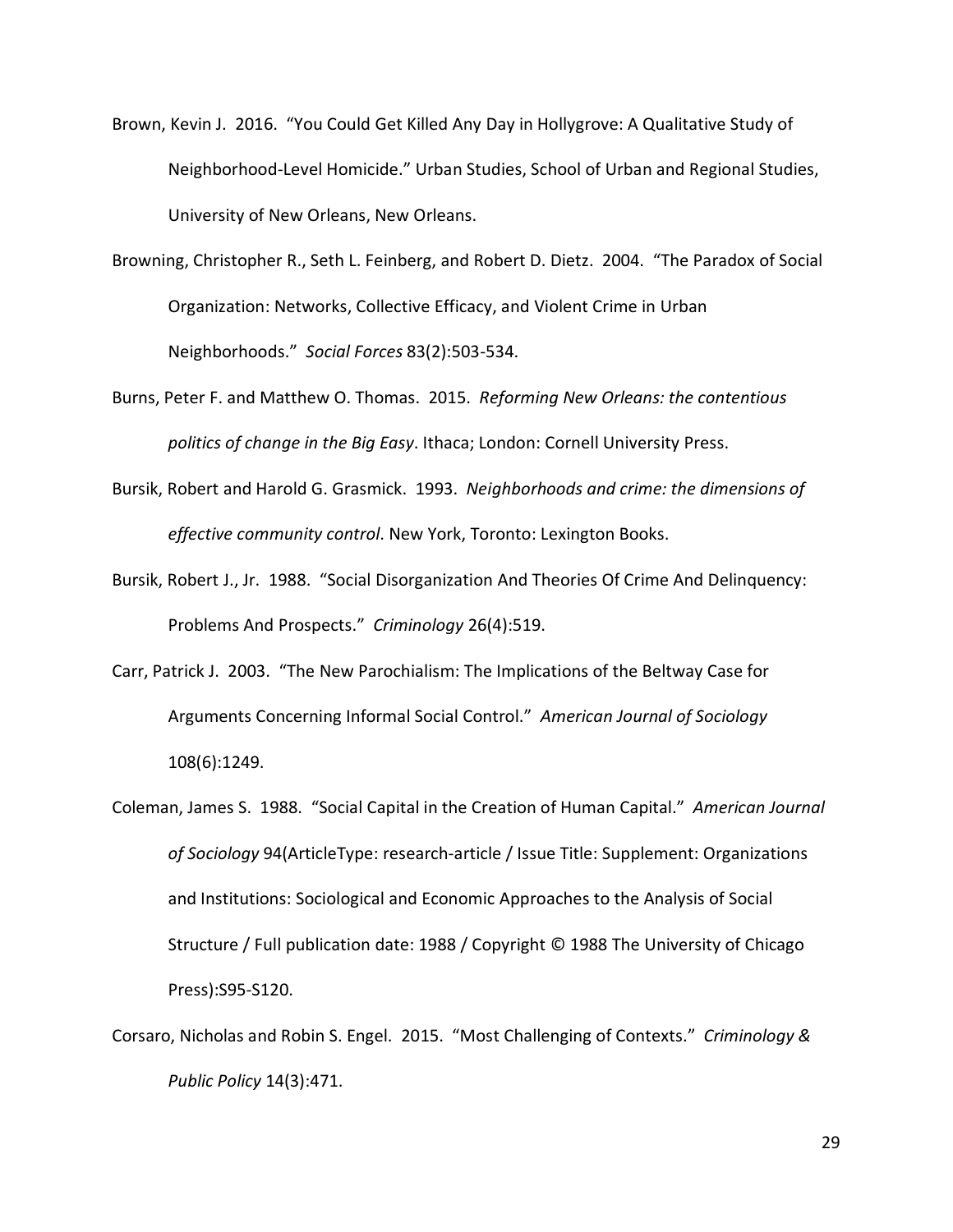Brown, Kevin J. 2016. "You Could Get Killed Any Day in Hollygrove: A Qualitative Study of Neighborhood-Level Homicide." Urban Studies, School of Urban and Regional Studies, University of New Orleans, New Orleans.

Browning, Christopher R., Seth L. Feinberg, and Robert D. Dietz. 2004. "The Paradox of Social Organization: Networks, Collective Efficacy, and Violent Crime in Urban Neighborhoods." *Social Forces* 83(2):503-534.

Burns, Peter F. and Matthew O. Thomas. 2015. *Reforming New Orleans: the contentious politics of change in the Big Easy*. Ithaca; London: Cornell University Press.

Bursik, Robert and Harold G. Grasmick. 1993. *Neighborhoods and crime: the dimensions of effective community control*. New York, Toronto: Lexington Books.

Bursik, Robert J., Jr. 1988. "Social Disorganization And Theories Of Crime And Delinquency: Problems And Prospects." *Criminology* 26(4):519.

Carr, Patrick J. 2003. "The New Parochialism: The Implications of the Beltway Case for Arguments Concerning Informal Social Control." *American Journal of Sociology* 108(6):1249.

Coleman, James S. 1988. "Social Capital in the Creation of Human Capital." *American Journal of Sociology* 94(ArticleType: research-article / Issue Title: Supplement: Organizations and Institutions: Sociological and Economic Approaches to the Analysis of Social Structure / Full publication date: 1988 / Copyright © 1988 The University of Chicago Press):S95-S120.

Corsaro, Nicholas and Robin S. Engel. 2015. "Most Challenging of Contexts." *Criminology & Public Policy* 14(3):471.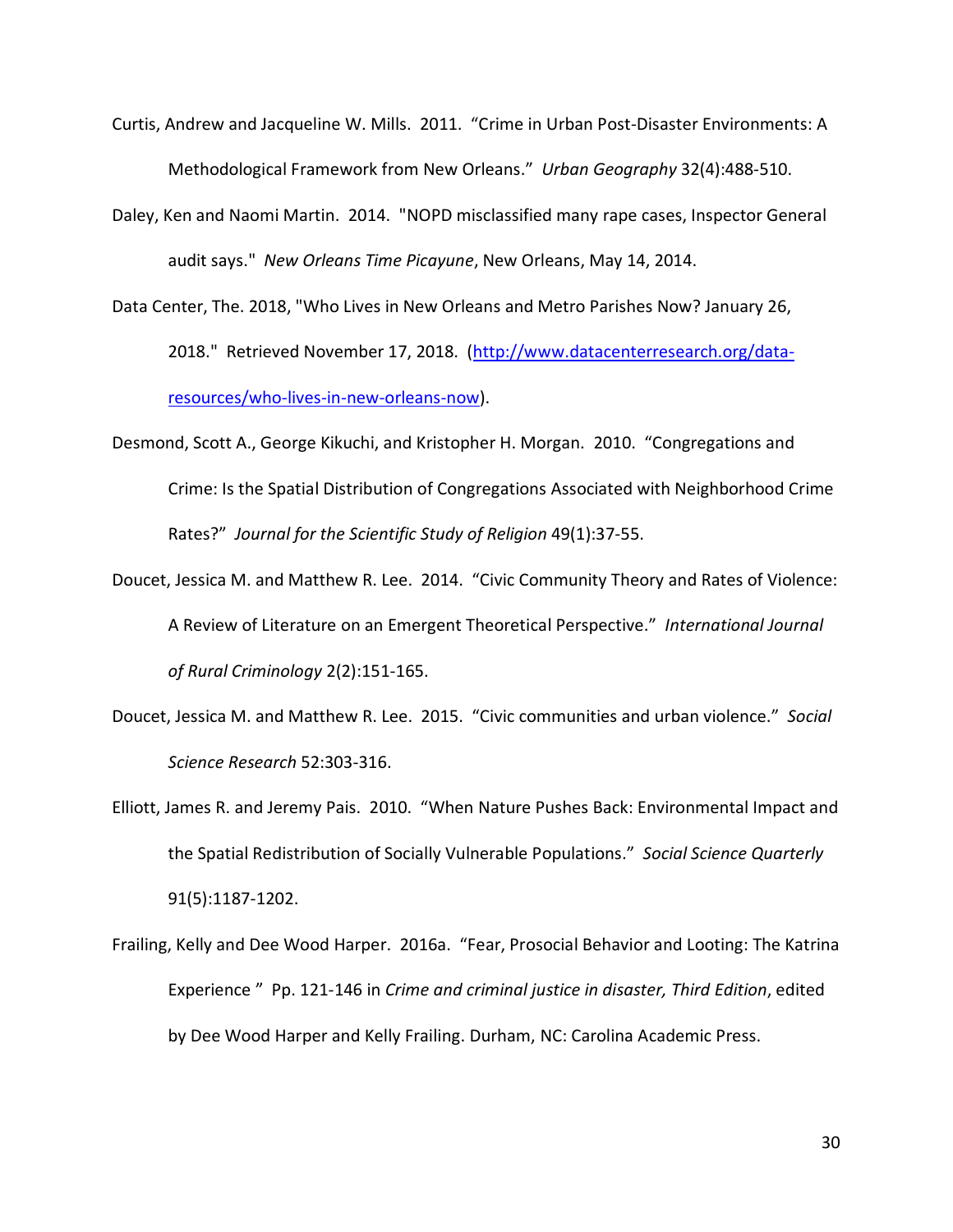Curtis, Andrew and Jacqueline W. Mills. 2011. "Crime in Urban Post-Disaster Environments: A Methodological Framework from New Orleans." *Urban Geography* 32(4):488-510.

Daley, Ken and Naomi Martin. 2014. "NOPD misclassified many rape cases, Inspector General audit says." *New Orleans Time Picayune*, New Orleans, May 14, 2014.

Data Center, The. 2018, "Who Lives in New Orleans and Metro Parishes Now? January 26, 2018." Retrieved November 17, 2018. ([http://www.datacenterresearch.org/data-resources/who-lives-in-new-orleans-now](http://www.datacenterresearch.org/data-resources/who-lives-in-new-orleans-now)).

Desmond, Scott A., George Kikuchi, and Kristopher H. Morgan. 2010. "Congregations and Crime: Is the Spatial Distribution of Congregations Associated with Neighborhood Crime Rates?" *Journal for the Scientific Study of Religion* 49(1):37-55.

Doucet, Jessica M. and Matthew R. Lee. 2014. "Civic Community Theory and Rates of Violence: A Review of Literature on an Emergent Theoretical Perspective." *International Journal of Rural Criminology* 2(2):151-165.

Doucet, Jessica M. and Matthew R. Lee. 2015. "Civic communities and urban violence." *Social Science Research* 52:303-316.

Elliott, James R. and Jeremy Pais. 2010. "When Nature Pushes Back: Environmental Impact and the Spatial Redistribution of Socially Vulnerable Populations." *Social Science Quarterly* 91(5):1187-1202.

Frailing, Kelly and Dee Wood Harper. 2016a. "Fear, Prosocial Behavior and Looting: The Katrina Experience " Pp. 121-146 in *Crime and criminal justice in disaster, Third Edition*, edited by Dee Wood Harper and Kelly Frailing. Durham, NC: Carolina Academic Press.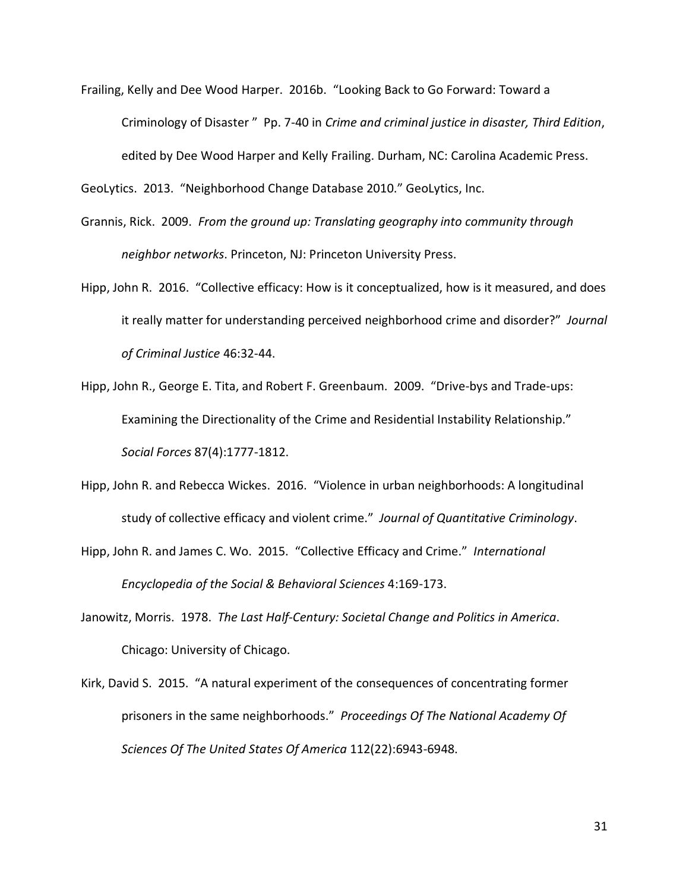Frailing, Kelly and Dee Wood Harper. 2016b. "Looking Back to Go Forward: Toward a Criminology of Disaster " Pp. 7-40 in *Crime and criminal justice in disaster, Third Edition*, edited by Dee Wood Harper and Kelly Frailing. Durham, NC: Carolina Academic Press.

GeoLytics. 2013. "Neighborhood Change Database 2010." GeoLytics, Inc.

Grannis, Rick. 2009. *From the ground up: Translating geography into community through neighbor networks*. Princeton, NJ: Princeton University Press.

Hipp, John R. 2016. "Collective efficacy: How is it conceptualized, how is it measured, and does it really matter for understanding perceived neighborhood crime and disorder?" *Journal of Criminal Justice* 46:32-44.

Hipp, John R., George E. Tita, and Robert F. Greenbaum. 2009. "Drive-bys and Trade-ups: Examining the Directionality of the Crime and Residential Instability Relationship." *Social Forces* 87(4):1777-1812.

Hipp, John R. and Rebecca Wickes. 2016. "Violence in urban neighborhoods: A longitudinal study of collective efficacy and violent crime." *Journal of Quantitative Criminology*.

Hipp, John R. and James C. Wo. 2015. "Collective Efficacy and Crime." *International Encyclopedia of the Social & Behavioral Sciences* 4:169-173.

Janowitz, Morris. 1978. *The Last Half-Century: Societal Change and Politics in America*. Chicago: University of Chicago.

Kirk, David S. 2015. "A natural experiment of the consequences of concentrating former prisoners in the same neighborhoods." *Proceedings Of The National Academy Of Sciences Of The United States Of America* 112(22):6943-6948.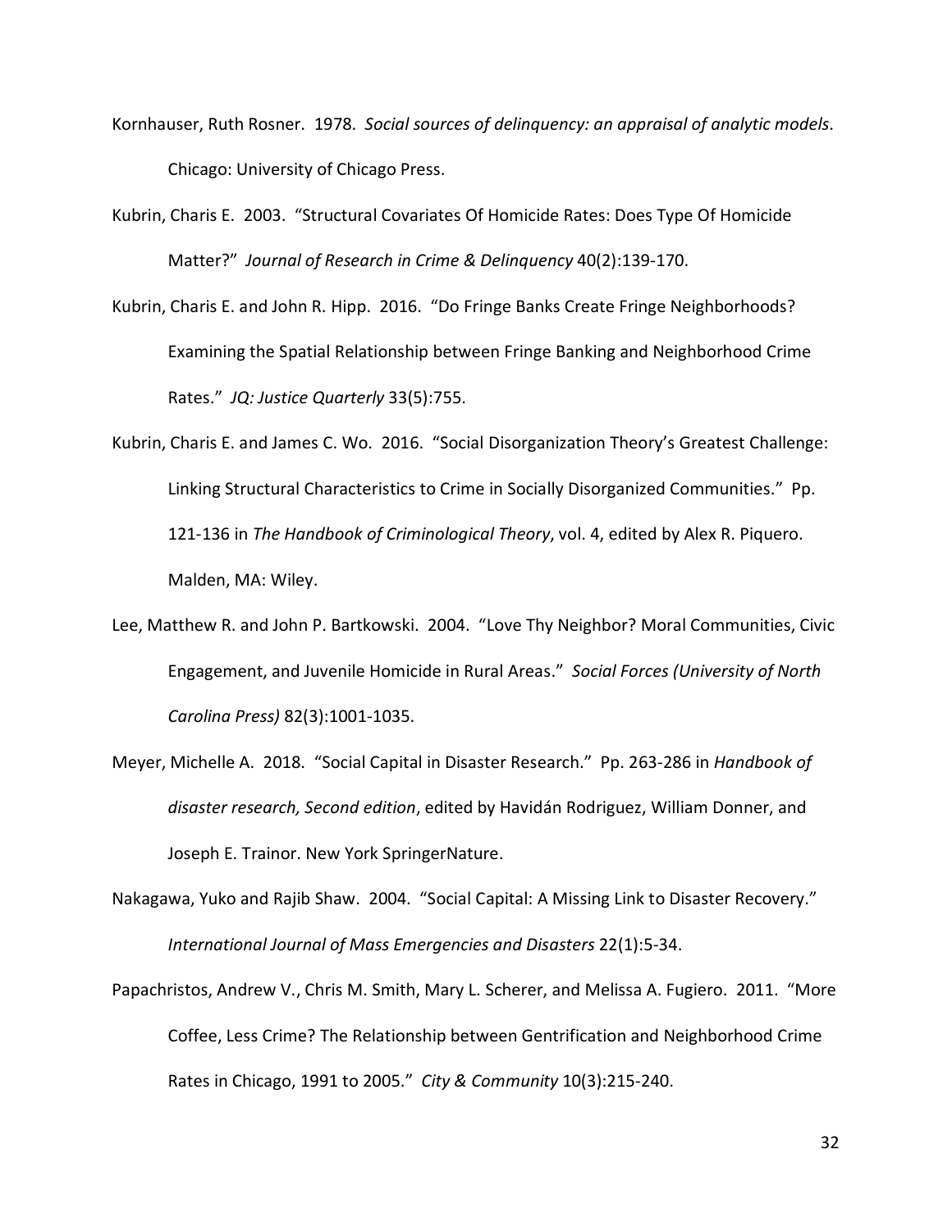Kornhauser, Ruth Rosner. 1978. *Social sources of delinquency: an appraisal of analytic models*. Chicago: University of Chicago Press.

Kubrin, Charis E. 2003. "Structural Covariates Of Homicide Rates: Does Type Of Homicide Matter?" *Journal of Research in Crime & Delinquency* 40(2):139-170.

Kubrin, Charis E. and John R. Hipp. 2016. "Do Fringe Banks Create Fringe Neighborhoods? Examining the Spatial Relationship between Fringe Banking and Neighborhood Crime Rates." *JQ: Justice Quarterly* 33(5):755.

Kubrin, Charis E. and James C. Wo. 2016. "Social Disorganization Theory's Greatest Challenge: Linking Structural Characteristics to Crime in Socially Disorganized Communities." Pp. 121-136 in *The Handbook of Criminological Theory*, vol. 4, edited by Alex R. Piquero. Malden, MA: Wiley.

Lee, Matthew R. and John P. Bartkowski. 2004. "Love Thy Neighbor? Moral Communities, Civic Engagement, and Juvenile Homicide in Rural Areas." *Social Forces (University of North Carolina Press)* 82(3):1001-1035.

Meyer, Michelle A. 2018. "Social Capital in Disaster Research." Pp. 263-286 in *Handbook of disaster research, Second edition*, edited by Havidán Rodriguez, William Donner, and Joseph E. Trainor. New York SpringerNature.

Nakagawa, Yuko and Rajib Shaw. 2004. "Social Capital: A Missing Link to Disaster Recovery." *International Journal of Mass Emergencies and Disasters* 22(1):5-34.

Papachristos, Andrew V., Chris M. Smith, Mary L. Scherer, and Melissa A. Fugiero. 2011. "More Coffee, Less Crime? The Relationship between Gentrification and Neighborhood Crime Rates in Chicago, 1991 to 2005." *City & Community* 10(3):215-240.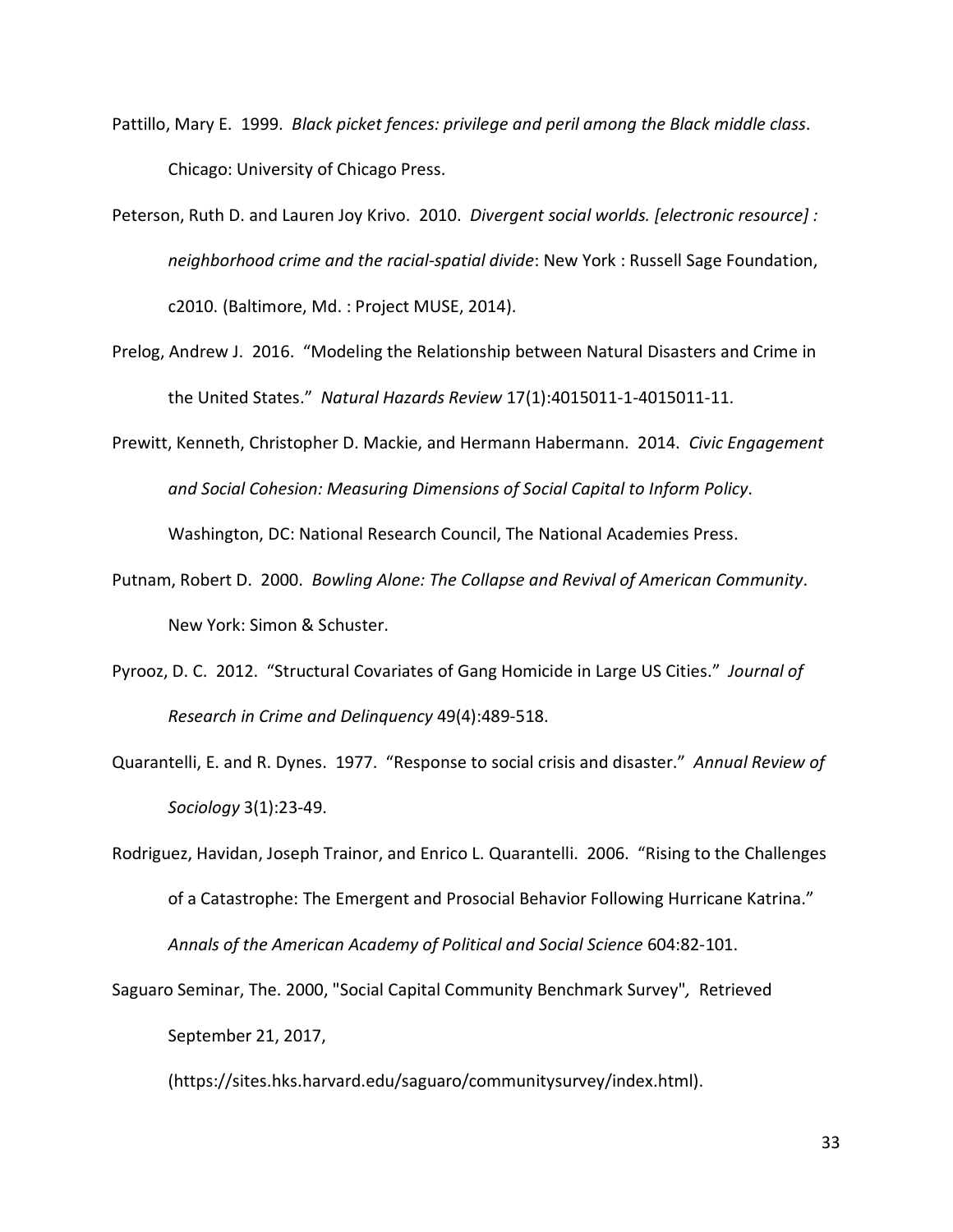Pattillo, Mary E. 1999. *Black picket fences: privilege and peril among the Black middle class*. Chicago: University of Chicago Press.

Peterson, Ruth D. and Lauren Joy Krivo. 2010. *Divergent social worlds. [electronic resource] : neighborhood crime and the racial-spatial divide*: New York : Russell Sage Foundation, c2010. (Baltimore, Md. : Project MUSE, 2014).

Prelog, Andrew J. 2016. "Modeling the Relationship between Natural Disasters and Crime in the United States." *Natural Hazards Review* 17(1):4015011-1-4015011-11.

Prewitt, Kenneth, Christopher D. Mackie, and Hermann Habermann. 2014. *Civic Engagement and Social Cohesion: Measuring Dimensions of Social Capital to Inform Policy*. Washington, DC: National Research Council, The National Academies Press.

Putnam, Robert D. 2000. *Bowling Alone: The Collapse and Revival of American Community*. New York: Simon & Schuster.

Pyrooz, D. C. 2012. "Structural Covariates of Gang Homicide in Large US Cities." *Journal of Research in Crime and Delinquency* 49(4):489-518.

Quarantelli, E. and R. Dynes. 1977. "Response to social crisis and disaster." *Annual Review of Sociology* 3(1):23-49.

Rodriguez, Havidan, Joseph Trainor, and Enrico L. Quarantelli. 2006. "Rising to the Challenges of a Catastrophe: The Emergent and Prosocial Behavior Following Hurricane Katrina." *Annals of the American Academy of Political and Social Science* 604:82-101.

Saguaro Seminar, The. 2000, "Social Capital Community Benchmark Survey", Retrieved September 21, 2017, (https://sites.hks.harvard.edu/saguaro/communitysurvey/index.html).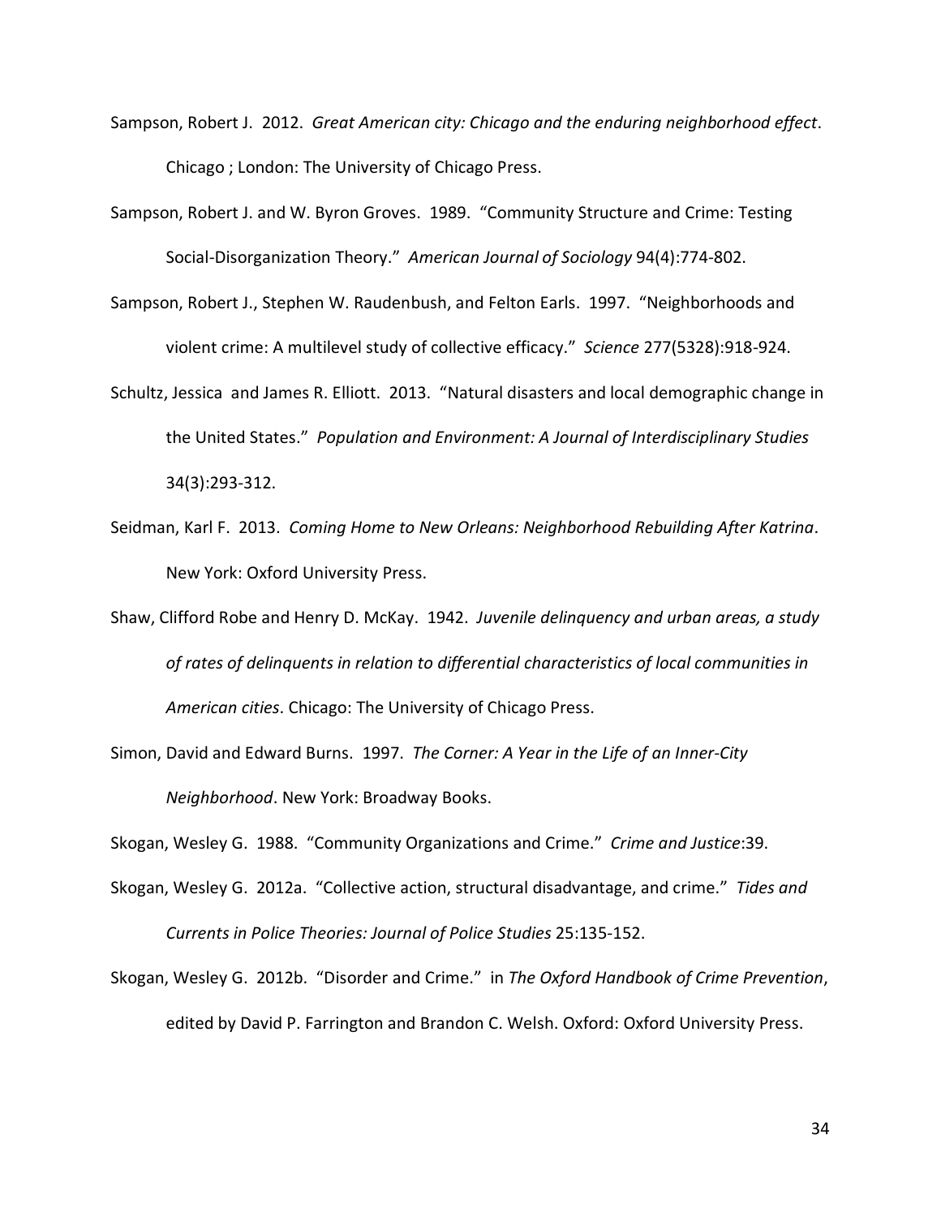Sampson, Robert J. 2012. *Great American city: Chicago and the enduring neighborhood effect*. Chicago ; London: The University of Chicago Press.

Sampson, Robert J. and W. Byron Groves. 1989. "Community Structure and Crime: Testing Social-Disorganization Theory." *American Journal of Sociology* 94(4):774-802.

Sampson, Robert J., Stephen W. Raudenbush, and Felton Earls. 1997. "Neighborhoods and violent crime: A multilevel study of collective efficacy." *Science* 277(5328):918-924.

Schultz, Jessica and James R. Elliott. 2013. "Natural disasters and local demographic change in the United States." *Population and Environment: A Journal of Interdisciplinary Studies* 34(3):293-312.

Seidman, Karl F. 2013. *Coming Home to New Orleans: Neighborhood Rebuilding After Katrina*. New York: Oxford University Press.

Shaw, Clifford Robe and Henry D. McKay. 1942. *Juvenile delinquency and urban areas, a study of rates of delinquents in relation to differential characteristics of local communities in American cities*. Chicago: The University of Chicago Press.

Simon, David and Edward Burns. 1997. *The Corner: A Year in the Life of an Inner-City Neighborhood*. New York: Broadway Books.

Skogan, Wesley G. 1988. "Community Organizations and Crime." *Crime and Justice*:39.

Skogan, Wesley G. 2012a. "Collective action, structural disadvantage, and crime." *Tides and Currents in Police Theories: Journal of Police Studies* 25:135-152.

Skogan, Wesley G. 2012b. "Disorder and Crime." in *The Oxford Handbook of Crime Prevention*, edited by David P. Farrington and Brandon C. Welsh. Oxford: Oxford University Press.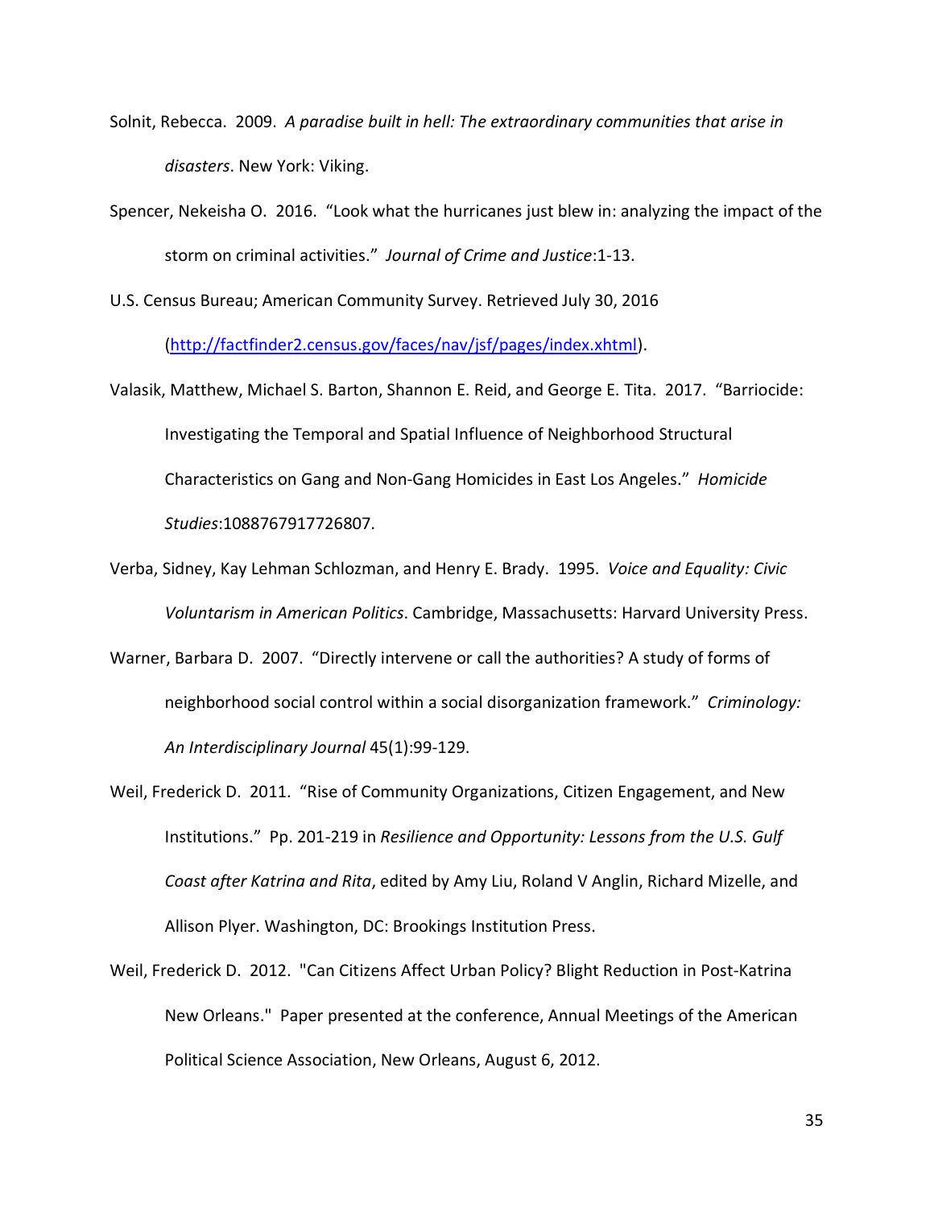Solnit, Rebecca. 2009. *A paradise built in hell: The extraordinary communities that arise in disasters*. New York: Viking.

Spencer, Nekeisha O. 2016. "Look what the hurricanes just blew in: analyzing the impact of the storm on criminal activities." *Journal of Crime and Justice*:1-13.

U.S. Census Bureau; American Community Survey. Retrieved July 30, 2016 (http://factfinder2.census.gov/faces/nav/jsf/pages/index.xhtml).

Valasik, Matthew, Michael S. Barton, Shannon E. Reid, and George E. Tita. 2017. "Barriocide: Investigating the Temporal and Spatial Influence of Neighborhood Structural Characteristics on Gang and Non-Gang Homicides in East Los Angeles." *Homicide Studies*:1088767917726807.

Verba, Sidney, Kay Lehman Schlozman, and Henry E. Brady. 1995. *Voice and Equality: Civic Voluntarism in American Politics*. Cambridge, Massachusetts: Harvard University Press.

Warner, Barbara D. 2007. "Directly intervene or call the authorities? A study of forms of neighborhood social control within a social disorganization framework." *Criminology: An Interdisciplinary Journal* 45(1):99-129.

Weil, Frederick D. 2011. "Rise of Community Organizations, Citizen Engagement, and New Institutions." Pp. 201-219 in *Resilience and Opportunity: Lessons from the U.S. Gulf Coast after Katrina and Rita*, edited by Amy Liu, Roland V Anglin, Richard Mizelle, and Allison Plyer. Washington, DC: Brookings Institution Press.

Weil, Frederick D. 2012. "Can Citizens Affect Urban Policy? Blight Reduction in Post-Katrina New Orleans." Paper presented at the conference, Annual Meetings of the American Political Science Association, New Orleans, August 6, 2012.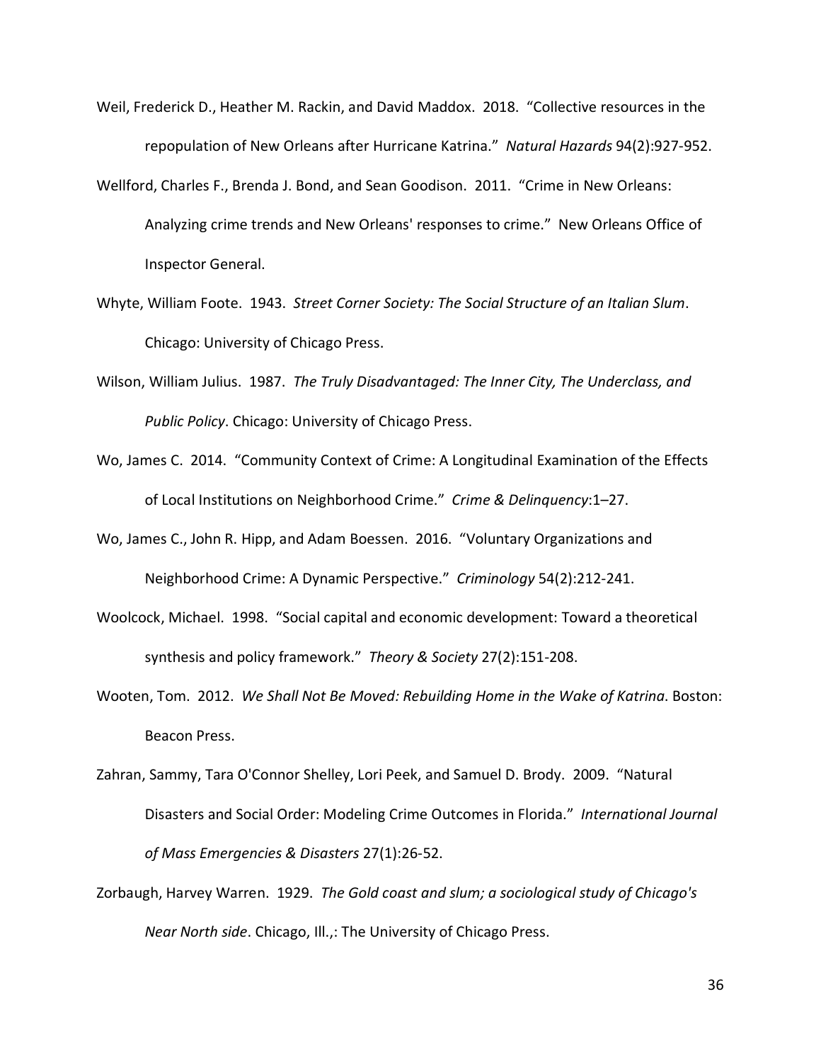Weil, Frederick D., Heather M. Rackin, and David Maddox. 2018. "Collective resources in the repopulation of New Orleans after Hurricane Katrina." *Natural Hazards* 94(2):927-952.

Wellford, Charles F., Brenda J. Bond, and Sean Goodison. 2011. "Crime in New Orleans: Analyzing crime trends and New Orleans' responses to crime." New Orleans Office of Inspector General.

Whyte, William Foote. 1943. *Street Corner Society: The Social Structure of an Italian Slum*. Chicago: University of Chicago Press.

Wilson, William Julius. 1987. *The Truly Disadvantaged: The Inner City, The Underclass, and Public Policy*. Chicago: University of Chicago Press.

Wo, James C. 2014. "Community Context of Crime: A Longitudinal Examination of the Effects of Local Institutions on Neighborhood Crime." *Crime & Delinquency*:1–27.

Wo, James C., John R. Hipp, and Adam Boessen. 2016. "Voluntary Organizations and Neighborhood Crime: A Dynamic Perspective." *Criminology* 54(2):212-241.

Woolcock, Michael. 1998. "Social capital and economic development: Toward a theoretical synthesis and policy framework." *Theory & Society* 27(2):151-208.

Wooten, Tom. 2012. *We Shall Not Be Moved: Rebuilding Home in the Wake of Katrina*. Boston: Beacon Press.

Zahran, Sammy, Tara O'Connor Shelley, Lori Peek, and Samuel D. Brody. 2009. "Natural Disasters and Social Order: Modeling Crime Outcomes in Florida." *International Journal of Mass Emergencies & Disasters* 27(1):26-52.

Zorbaugh, Harvey Warren. 1929. *The Gold coast and slum; a sociological study of Chicago's Near North side*. Chicago, Ill.,: The University of Chicago Press.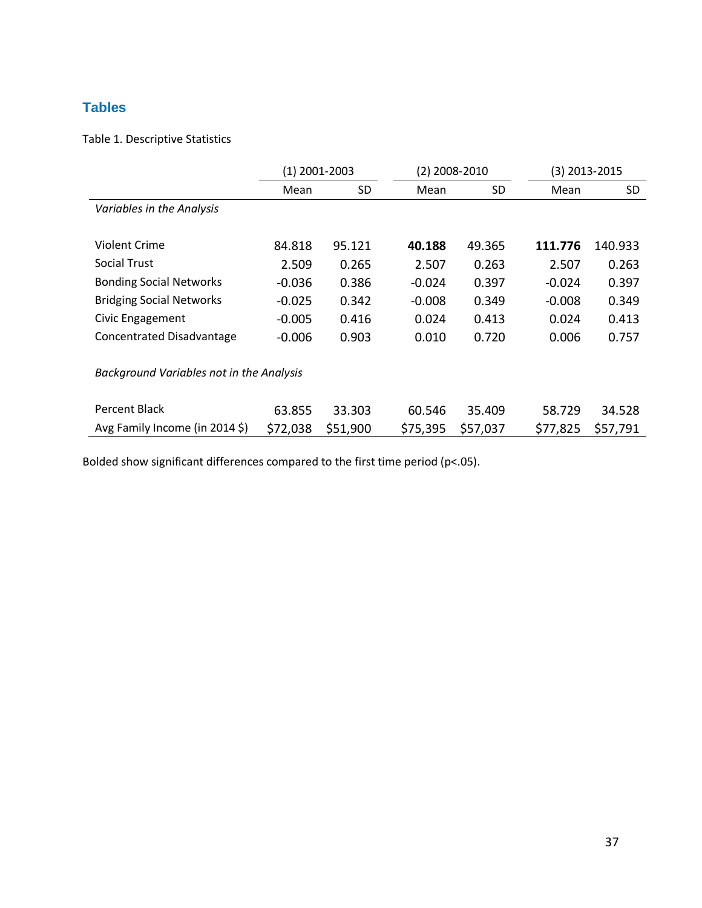## Tables

Table 1. Descriptive Statistics

| | (1) 2001-2003 | | (2) 2008-2010 | | (3) 2013-2015 | |
|---|---|---|---|---|---|---|
| | Mean | SD | Mean | SD | Mean | SD |
| *Variables in the Analysis* | | | | | | |
| Violent Crime | 84.818 | 95.121 | **40.188** | 49.365 | **111.776** | 140.933 |
| Social Trust | 2.509 | 0.265 | 2.507 | 0.263 | 2.507 | 0.263 |
| Bonding Social Networks | -0.036 | 0.386 | -0.024 | 0.397 | -0.024 | 0.397 |
| Bridging Social Networks | -0.025 | 0.342 | -0.008 | 0.349 | -0.008 | 0.349 |
| Civic Engagement | -0.005 | 0.416 | 0.024 | 0.413 | 0.024 | 0.413 |
| Concentrated Disadvantage | -0.006 | 0.903 | 0.010 | 0.720 | 0.006 | 0.757 |
| *Background Variables not in the Analysis* | | | | | | |
| Percent Black | 63.855 | 33.303 | 60.546 | 35.409 | 58.729 | 34.528 |
| Avg Family Income (in 2014 $) | $72,038 | $51,900 | $75,395 | $57,037 | $77,825 | $57,791 |

Bolded show significant differences compared to the first time period ($p<.05$).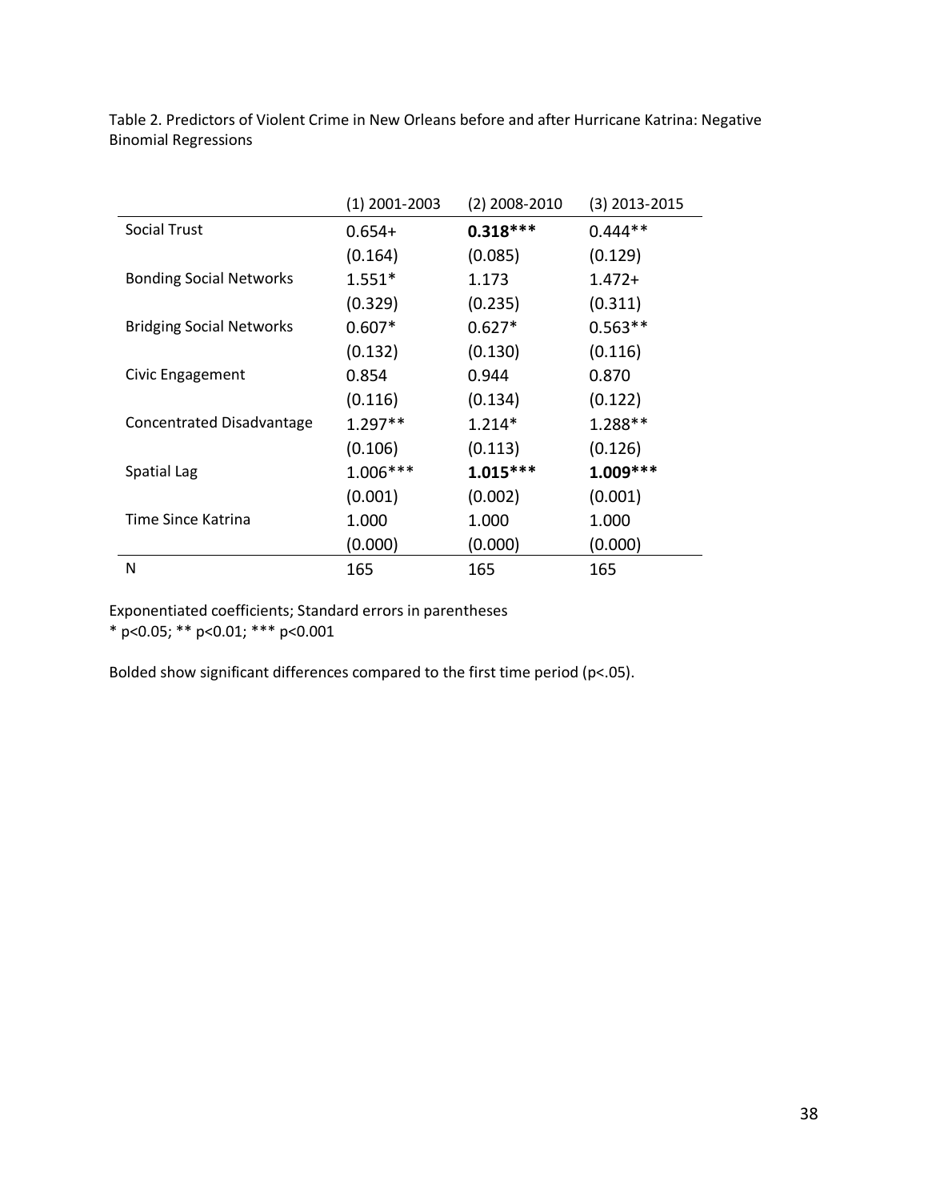Table 2. Predictors of Violent Crime in New Orleans before and after Hurricane Katrina: Negative Binomial Regressions

| | (1) 2001-2003 | (2) 2008-2010 | (3) 2013-2015 |
|---|---|---|---|
| Social Trust | 0.654+ | **0.318*** ** | 0.444** |
| | (0.164) | (0.085) | (0.129) |
| Bonding Social Networks | 1.551* | 1.173 | 1.472+ |
| | (0.329) | (0.235) | (0.311) |
| Bridging Social Networks | 0.607* | 0.627* | 0.563** |
| | (0.132) | (0.130) | (0.116) |
| Civic Engagement | 0.854 | 0.944 | 0.870 |
| | (0.116) | (0.134) | (0.122) |
| Concentrated Disadvantage | 1.297** | 1.214* | 1.288** |
| | (0.106) | (0.113) | (0.126) |
| Spatial Lag | 1.006*** | **1.015*** ** | **1.009*** ** |
| | (0.001) | (0.002) | (0.001) |
| Time Since Katrina | 1.000 | 1.000 | 1.000 |
| | (0.000) | (0.000) | (0.000) |
| N | 165 | 165 | 165 |

Exponentiated coefficients; Standard errors in parentheses
* p<0.05; ** p<0.01; *** p<0.001

Bolded show significant differences compared to the first time period (p<.05).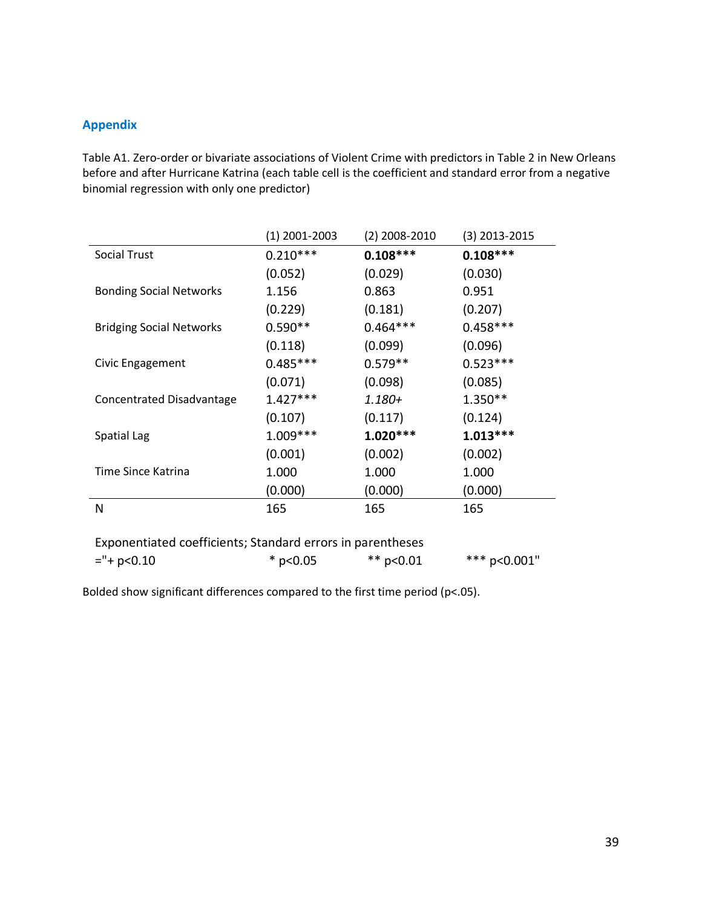## Appendix

Table A1. Zero-order or bivariate associations of Violent Crime with predictors in Table 2 in New Orleans before and after Hurricane Katrina (each table cell is the coefficient and standard error from a negative binomial regression with only one predictor)

| | (1) 2001-2003 | (2) 2008-2010 | (3) 2013-2015 |
|---|---|---|---|
| Social Trust | 0.210*** | **0.108*** ** | **0.108*** ** |
| | (0.052) | (0.029) | (0.030) |
| Bonding Social Networks | 1.156 | 0.863 | 0.951 |
| | (0.229) | (0.181) | (0.207) |
| Bridging Social Networks | 0.590** | 0.464*** | 0.458*** |
| | (0.118) | (0.099) | (0.096) |
| Civic Engagement | 0.485*** | 0.579** | 0.523*** |
| | (0.071) | (0.098) | (0.085) |
| Concentrated Disadvantage | 1.427*** | *1.180+* | 1.350** |
| | (0.107) | (0.117) | (0.124) |
| Spatial Lag | 1.009*** | **1.020*** ** | **1.013*** ** |
| | (0.001) | (0.002) | (0.002) |
| Time Since Katrina | 1.000 | 1.000 | 1.000 |
| | (0.000) | (0.000) | (0.000) |
| N | 165 | 165 | 165 |

Exponentiated coefficients; Standard errors in parentheses

="+ p<0.10 * p<0.05 ** p<0.01 *** p<0.001"

Bolded show significant differences compared to the first time period (p<.05).